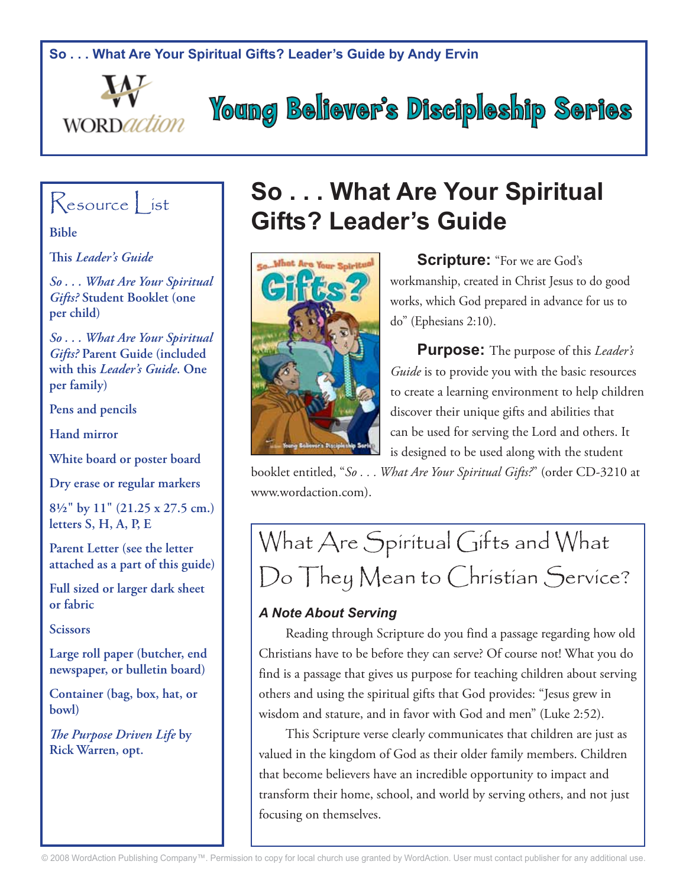So . . . What Are Your Spiritual Gifts? Leader's Guide by Andy Ervin

WORDaction

# Young Believer's Discipleship Series

## Resource List

**Bible**

**This *Leader's Guide***

***So . . . What Are Your Spiritual Gifts?* Student Booklet (one per child)**

***So . . . What Are Your Spiritual Gifts?* Parent Guide (included with this *Leader's Guide*. One per family)**

**Pens and pencils**

**Hand mirror**

**White board or poster board**

**Dry erase or regular markers**

**8½" by 11" (21.25 x 27.5 cm.) letters S, H, A, P, E**

**Parent Letter (see the letter attached as a part of this guide)**

**Full sized or larger dark sheet or fabric**

**Scissors**

**Large roll paper (butcher, end newspaper, or bulletin board)**

**Container (bag, box, hat, or bowl)**

***The Purpose Driven Life* by Rick Warren, opt.**

# So . . . What Are Your Spiritual Gifts? Leader's Guide

**Scripture:** "For we are God's workmanship, created in Christ Jesus to do good works, which God prepared in advance for us to do" (Ephesians 2:10).

**Purpose:** The purpose of this *Leader's Guide* is to provide you with the basic resources to create a learning environment to help children discover their unique gifts and abilities that can be used for serving the Lord and others. It is designed to be used along with the student booklet entitled, "*So . . . What Are Your Spiritual Gifts?*" (order CD-3210 at www.wordaction.com).

## What Are Spiritual Gifts and What Do They Mean to Christian Service?

### *A Note About Serving*

Reading through Scripture do you find a passage regarding how old Christians have to be before they can serve? Of course not! What you do find is a passage that gives us purpose for teaching children about serving others and using the spiritual gifts that God provides: "Jesus grew in wisdom and stature, and in favor with God and men" (Luke 2:52).

This Scripture verse clearly communicates that children are just as valued in the kingdom of God as their older family members. Children that become believers have an incredible opportunity to impact and transform their home, school, and world by serving others, and not just focusing on themselves.

© 2008 WordAction Publishing Company™. Permission to copy for local church use granted by WordAction. User must contact publisher for any additional use.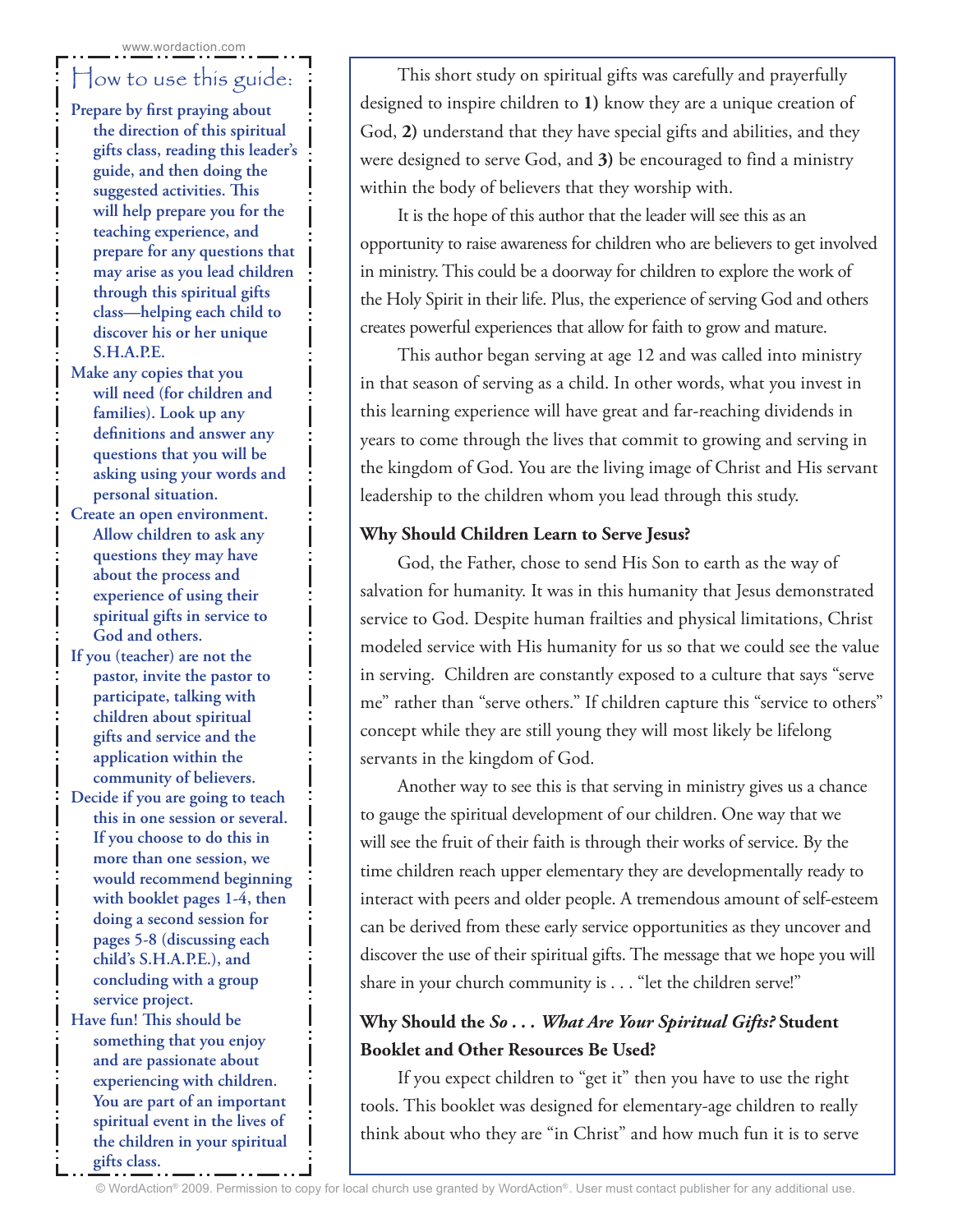## How to use this guide:

**Prepare by first praying about the direction of this spiritual gifts class, reading this leader's guide, and then doing the suggested activities. This will help prepare you for the teaching experience, and prepare for any questions that may arise as you lead children through this spiritual gifts class—helping each child to discover his or her unique S.H.A.P.E.**

**Make any copies that you will need (for children and families). Look up any definitions and answer any questions that you will be asking using your words and personal situation.**

**Create an open environment. Allow children to ask any questions they may have about the process and experience of using their spiritual gifts in service to God and others.**

**If you (teacher) are not the pastor, invite the pastor to participate, talking with children about spiritual gifts and service and the application within the community of believers.**

**Decide if you are going to teach this in one session or several. If you choose to do this in more than one session, we would recommend beginning with booklet pages 1-4, then doing a second session for pages 5-8 (discussing each child's S.H.A.P.E.), and concluding with a group service project.**

**Have fun! This should be something that you enjoy and are passionate about experiencing with children. You are part of an important spiritual event in the lives of the children in your spiritual gifts class.**

This short study on spiritual gifts was carefully and prayerfully designed to inspire children to **1)** know they are a unique creation of God, **2)** understand that they have special gifts and abilities, and they were designed to serve God, and **3)** be encouraged to find a ministry within the body of believers that they worship with.

It is the hope of this author that the leader will see this as an opportunity to raise awareness for children who are believers to get involved in ministry. This could be a doorway for children to explore the work of the Holy Spirit in their life. Plus, the experience of serving God and others creates powerful experiences that allow for faith to grow and mature.

This author began serving at age 12 and was called into ministry in that season of serving as a child. In other words, what you invest in this learning experience will have great and far-reaching dividends in years to come through the lives that commit to growing and serving in the kingdom of God. You are the living image of Christ and His servant leadership to the children whom you lead through this study.

### Why Should Children Learn to Serve Jesus?

God, the Father, chose to send His Son to earth as the way of salvation for humanity. It was in this humanity that Jesus demonstrated service to God. Despite human frailties and physical limitations, Christ modeled service with His humanity for us so that we could see the value in serving. Children are constantly exposed to a culture that says "serve me" rather than "serve others." If children capture this "service to others" concept while they are still young they will most likely be lifelong servants in the kingdom of God.

Another way to see this is that serving in ministry gives us a chance to gauge the spiritual development of our children. One way that we will see the fruit of their faith is through their works of service. By the time children reach upper elementary they are developmentally ready to interact with peers and older people. A tremendous amount of self-esteem can be derived from these early service opportunities as they uncover and discover the use of their spiritual gifts. The message that we hope you will share in your church community is . . . "let the children serve!"

### Why Should the *So . . . What Are Your Spiritual Gifts?* Student Booklet and Other Resources Be Used?

If you expect children to "get it" then you have to use the right tools. This booklet was designed for elementary-age children to really think about who they are "in Christ" and how much fun it is to serve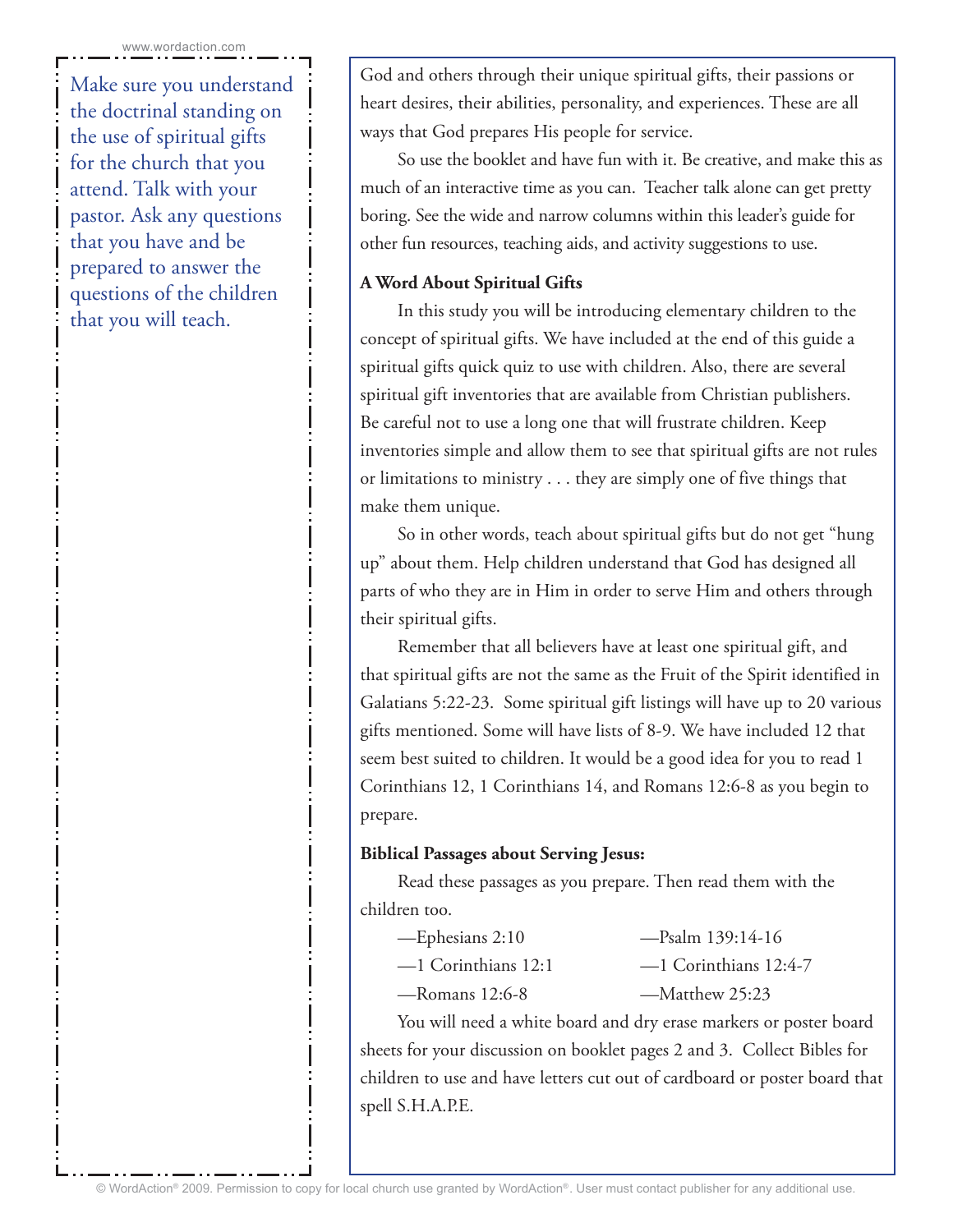Make sure you understand the doctrinal standing on the use of spiritual gifts for the church that you attend. Talk with your pastor. Ask any questions that you have and be prepared to answer the questions of the children that you will teach.

God and others through their unique spiritual gifts, their passions or heart desires, their abilities, personality, and experiences. These are all ways that God prepares His people for service.

So use the booklet and have fun with it. Be creative, and make this as much of an interactive time as you can. Teacher talk alone can get pretty boring. See the wide and narrow columns within this leader's guide for other fun resources, teaching aids, and activity suggestions to use.

**A Word About Spiritual Gifts**

In this study you will be introducing elementary children to the concept of spiritual gifts. We have included at the end of this guide a spiritual gifts quick quiz to use with children. Also, there are several spiritual gift inventories that are available from Christian publishers. Be careful not to use a long one that will frustrate children. Keep inventories simple and allow them to see that spiritual gifts are not rules or limitations to ministry . . . they are simply one of five things that make them unique.

So in other words, teach about spiritual gifts but do not get "hung up" about them. Help children understand that God has designed all parts of who they are in Him in order to serve Him and others through their spiritual gifts.

Remember that all believers have at least one spiritual gift, and that spiritual gifts are not the same as the Fruit of the Spirit identified in Galatians 5:22-23. Some spiritual gift listings will have up to 20 various gifts mentioned. Some will have lists of 8-9. We have included 12 that seem best suited to children. It would be a good idea for you to read 1 Corinthians 12, 1 Corinthians 14, and Romans 12:6-8 as you begin to prepare.

**Biblical Passages about Serving Jesus:**

Read these passages as you prepare. Then read them with the children too.

—Ephesians 2:10
—1 Corinthians 12:1
—Romans 12:6-8
—Psalm 139:14-16
—1 Corinthians 12:4-7
—Matthew 25:23

You will need a white board and dry erase markers or poster board sheets for your discussion on booklet pages 2 and 3. Collect Bibles for children to use and have letters cut out of cardboard or poster board that spell S.H.A.P.E.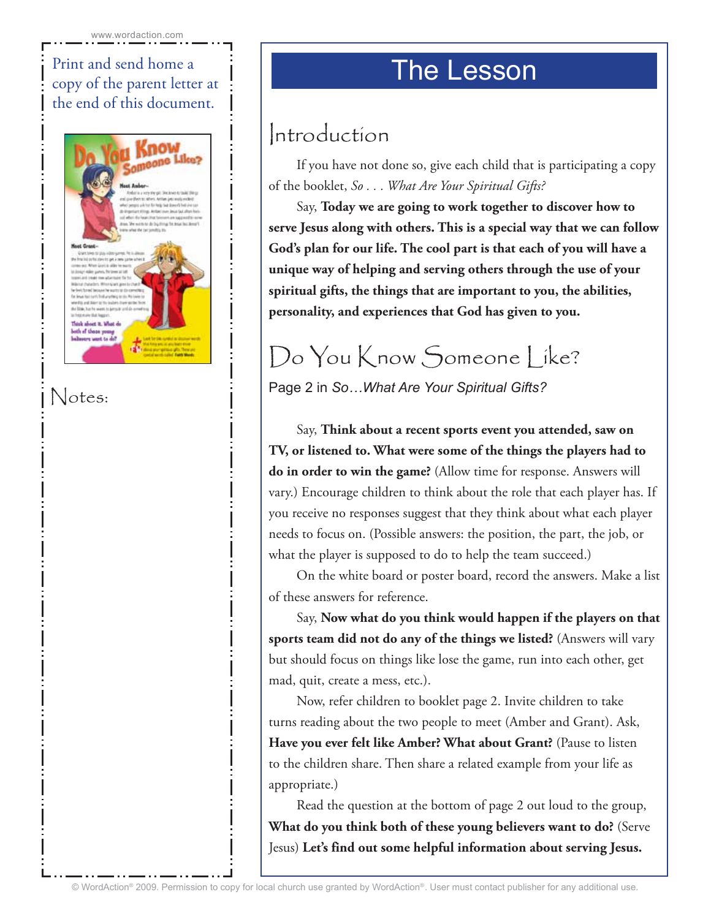Print and send home a copy of the parent letter at the end of this document.

Notes:

# The Lesson

## Introduction

If you have not done so, give each child that is participating a copy of the booklet, *So . . . What Are Your Spiritual Gifts?*

Say, **Today we are going to work together to discover how to serve Jesus along with others. This is a special way that we can follow God's plan for our life. The cool part is that each of you will have a unique way of helping and serving others through the use of your spiritual gifts, the things that are important to you, the abilities, personality, and experiences that God has given to you.**

## Do You Know Someone Like?

Page 2 in *So…What Are Your Spiritual Gifts?*

Say, **Think about a recent sports event you attended, saw on TV, or listened to. What were some of the things the players had to do in order to win the game?** (Allow time for response. Answers will vary.) Encourage children to think about the role that each player has. If you receive no responses suggest that they think about what each player needs to focus on. (Possible answers: the position, the part, the job, or what the player is supposed to do to help the team succeed.)

On the white board or poster board, record the answers. Make a list of these answers for reference.

Say, **Now what do you think would happen if the players on that sports team did not do any of the things we listed?** (Answers will vary but should focus on things like lose the game, run into each other, get mad, quit, create a mess, etc.).

Now, refer children to booklet page 2. Invite children to take turns reading about the two people to meet (Amber and Grant). Ask, **Have you ever felt like Amber? What about Grant?** (Pause to listen to the children share. Then share a related example from your life as appropriate.)

Read the question at the bottom of page 2 out loud to the group, **What do you think both of these young believers want to do?** (Serve Jesus) **Let's find out some helpful information about serving Jesus.**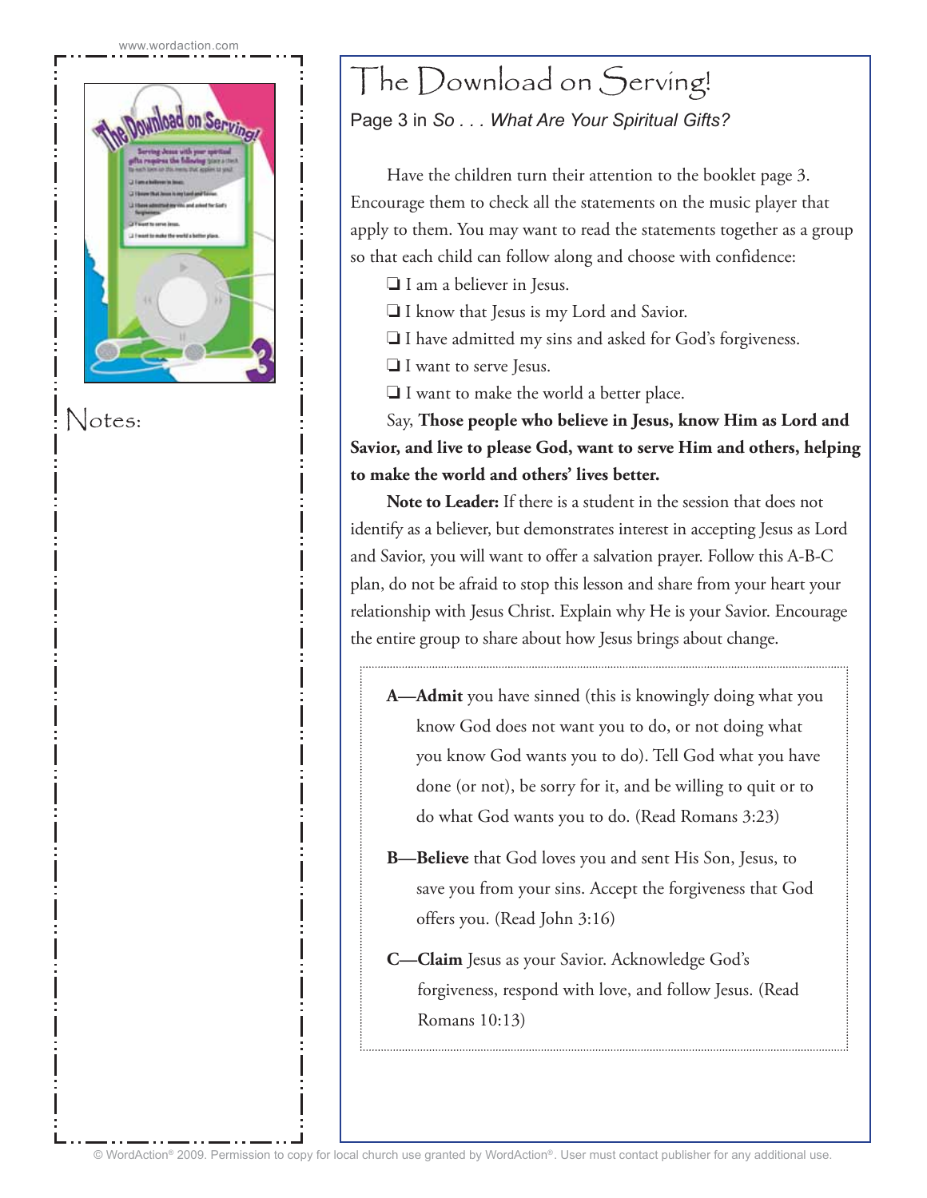# The Download on Serving!

Page 3 in *So . . . What Are Your Spiritual Gifts?*

Have the children turn their attention to the booklet page 3. Encourage them to check all the statements on the music player that apply to them. You may want to read the statements together as a group so that each child can follow along and choose with confidence:

- ❑ I am a believer in Jesus.
- ❑ I know that Jesus is my Lord and Savior.
- ❑ I have admitted my sins and asked for God's forgiveness.
- ❑ I want to serve Jesus.
- ❑ I want to make the world a better place.

Say, **Those people who believe in Jesus, know Him as Lord and Savior, and live to please God, want to serve Him and others, helping to make the world and others' lives better.**

**Note to Leader:** If there is a student in the session that does not identify as a believer, but demonstrates interest in accepting Jesus as Lord and Savior, you will want to offer a salvation prayer. Follow this A-B-C plan, do not be afraid to stop this lesson and share from your heart your relationship with Jesus Christ. Explain why He is your Savior. Encourage the entire group to share about how Jesus brings about change.

**A—Admit** you have sinned (this is knowingly doing what you know God does not want you to do, or not doing what you know God wants you to do). Tell God what you have done (or not), be sorry for it, and be willing to quit or to do what God wants you to do. (Read Romans 3:23)

**B—Believe** that God loves you and sent His Son, Jesus, to save you from your sins. Accept the forgiveness that God offers you. (Read John 3:16)

**C—Claim** Jesus as your Savior. Acknowledge God's forgiveness, respond with love, and follow Jesus. (Read Romans 10:13)

Notes:

© WordAction® 2009. Permission to copy for local church use granted by WordAction®. User must contact publisher for any additional use.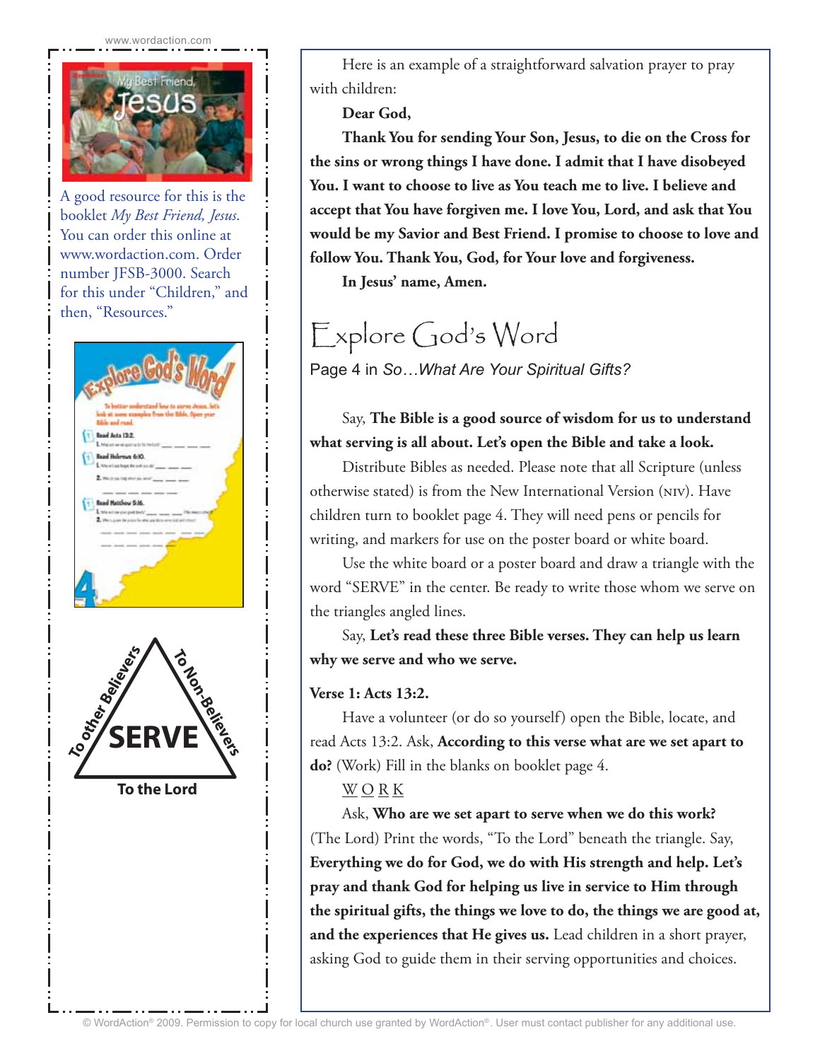A good resource for this is the booklet *My Best Friend, Jesus.* You can order this online at www.wordaction.com. Order number JFSB-3000. Search for this under "Children," and then, "Resources."

To other Believers / To Non-Believers / SERVE / To the Lord

Here is an example of a straightforward salvation prayer to pray with children:

**Dear God,**

**Thank You for sending Your Son, Jesus, to die on the Cross for the sins or wrong things I have done. I admit that I have disobeyed You. I want to choose to live as You teach me to live. I believe and accept that You have forgiven me. I love You, Lord, and ask that You would be my Savior and Best Friend. I promise to choose to love and follow You. Thank You, God, for Your love and forgiveness.**

**In Jesus' name, Amen.**

# Explore God's Word

Page 4 in *So…What Are Your Spiritual Gifts?*

Say, **The Bible is a good source of wisdom for us to understand what serving is all about. Let's open the Bible and take a look.**

Distribute Bibles as needed. Please note that all Scripture (unless otherwise stated) is from the New International Version (NIV). Have children turn to booklet page 4. They will need pens or pencils for writing, and markers for use on the poster board or white board.

Use the white board or a poster board and draw a triangle with the word "SERVE" in the center. Be ready to write those whom we serve on the triangles angled lines.

Say, **Let's read these three Bible verses. They can help us learn why we serve and who we serve.**

**Verse 1: Acts 13:2.**

Have a volunteer (or do so yourself) open the Bible, locate, and read Acts 13:2. Ask, **According to this verse what are we set apart to do?** (Work) Fill in the blanks on booklet page 4.

W O R K

Ask, **Who are we set apart to serve when we do this work?** (The Lord) Print the words, "To the Lord" beneath the triangle. Say, **Everything we do for God, we do with His strength and help. Let's pray and thank God for helping us live in service to Him through the spiritual gifts, the things we love to do, the things we are good at, and the experiences that He gives us.** Lead children in a short prayer, asking God to guide them in their serving opportunities and choices.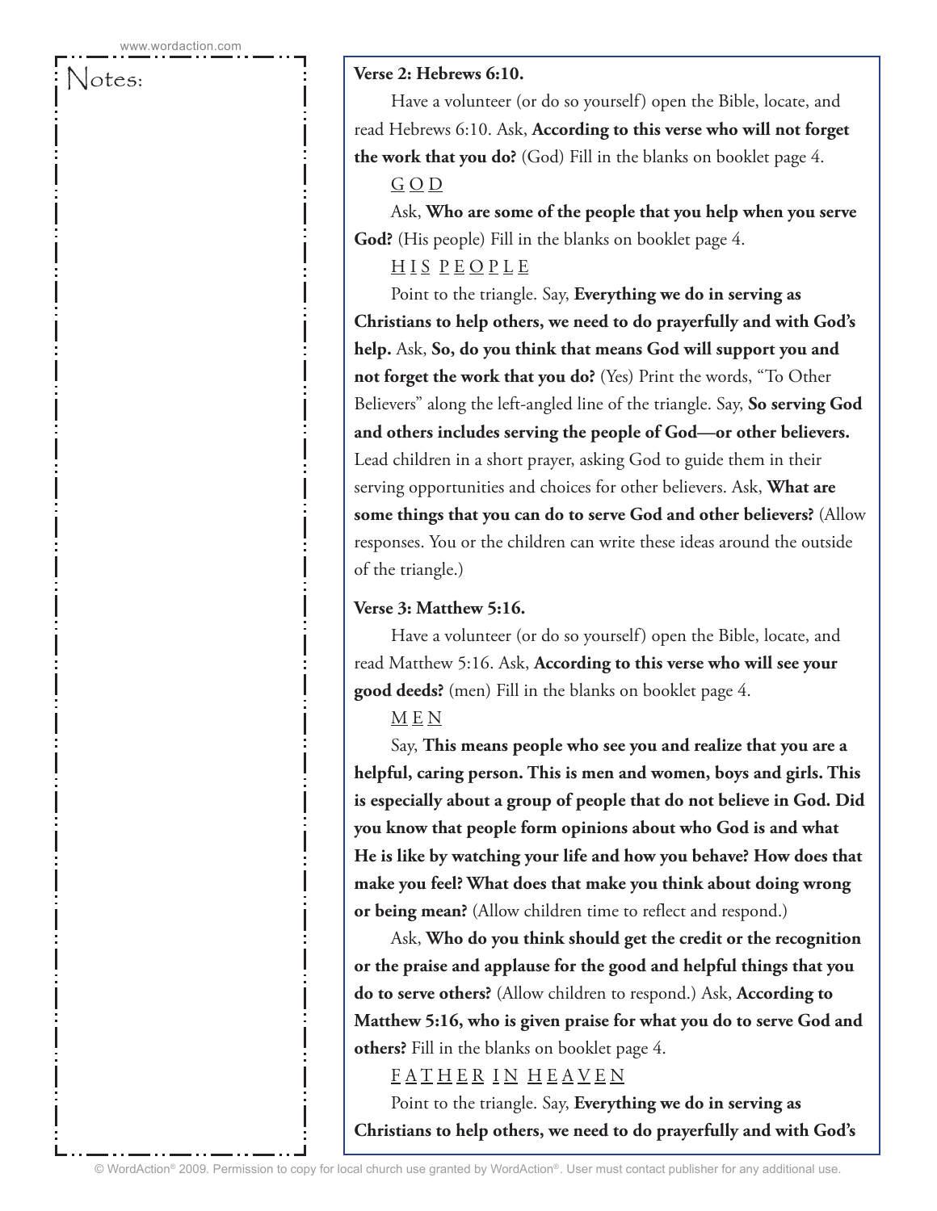Notes:

**Verse 2: Hebrews 6:10.**

Have a volunteer (or do so yourself) open the Bible, locate, and read Hebrews 6:10. Ask, **According to this verse who will not forget the work that you do?** (God) Fill in the blanks on booklet page 4.

G O D

Ask, **Who are some of the people that you help when you serve God?** (His people) Fill in the blanks on booklet page 4.

H I S P E O P L E

Point to the triangle. Say, **Everything we do in serving as Christians to help others, we need to do prayerfully and with God's help.** Ask, **So, do you think that means God will support you and not forget the work that you do?** (Yes) Print the words, "To Other Believers" along the left-angled line of the triangle. Say, **So serving God and others includes serving the people of God—or other believers.** Lead children in a short prayer, asking God to guide them in their serving opportunities and choices for other believers. Ask, **What are some things that you can do to serve God and other believers?** (Allow responses. You or the children can write these ideas around the outside of the triangle.)

**Verse 3: Matthew 5:16.**

Have a volunteer (or do so yourself) open the Bible, locate, and read Matthew 5:16. Ask, **According to this verse who will see your good deeds?** (men) Fill in the blanks on booklet page 4.

M E N

Say, **This means people who see you and realize that you are a helpful, caring person. This is men and women, boys and girls. This is especially about a group of people that do not believe in God. Did you know that people form opinions about who God is and what He is like by watching your life and how you behave? How does that make you feel? What does that make you think about doing wrong or being mean?** (Allow children time to reflect and respond.)

Ask, **Who do you think should get the credit or the recognition or the praise and applause for the good and helpful things that you do to serve others?** (Allow children to respond.) Ask, **According to Matthew 5:16, who is given praise for what you do to serve God and others?** Fill in the blanks on booklet page 4.

F A T H E R I N H E A V E N

Point to the triangle. Say, **Everything we do in serving as Christians to help others, we need to do prayerfully and with God's**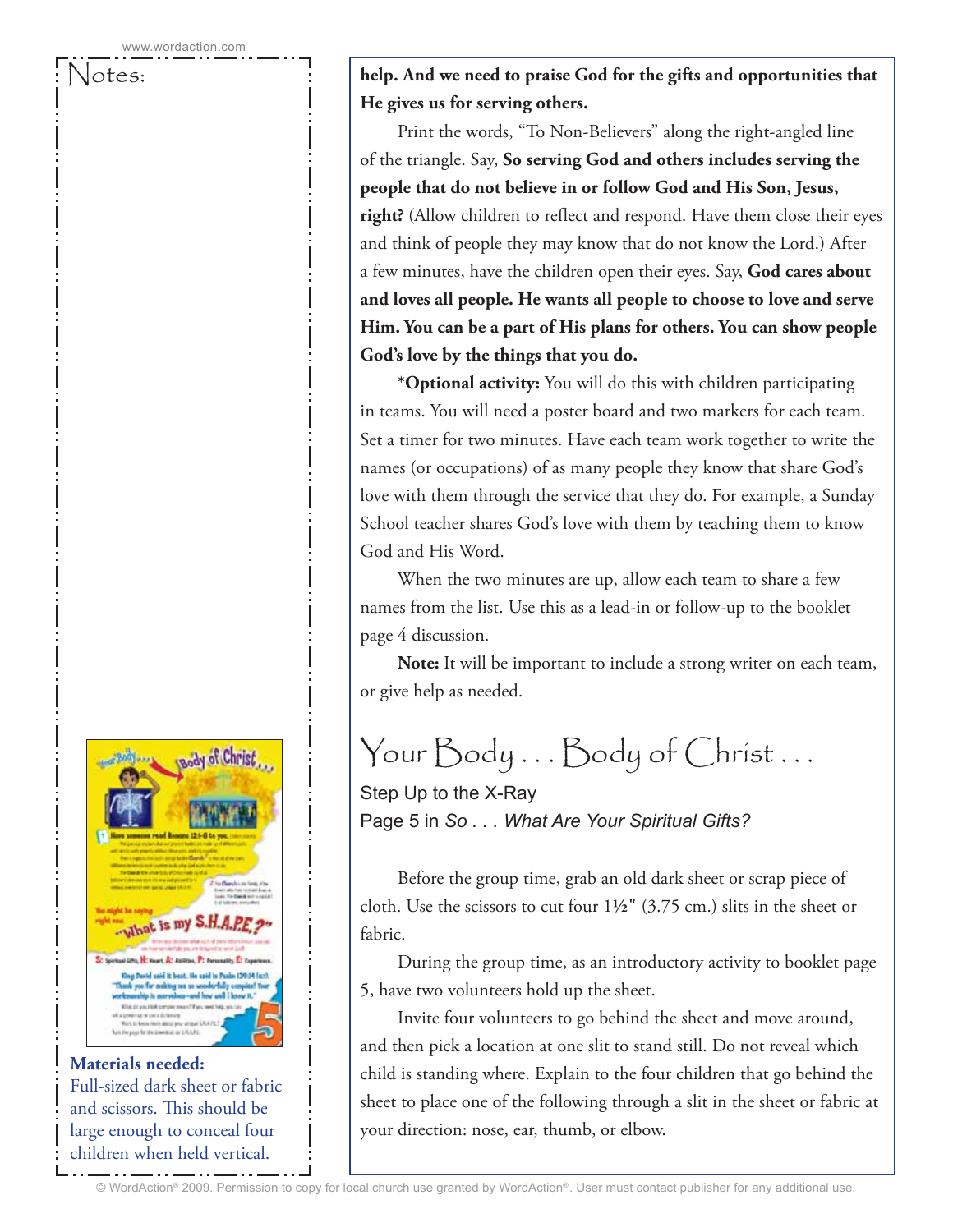Notes:

**Materials needed:**
Full-sized dark sheet or fabric and scissors. This should be large enough to conceal four children when held vertical.

**help. And we need to praise God for the gifts and opportunities that He gives us for serving others.**

Print the words, "To Non-Believers" along the right-angled line of the triangle. Say, **So serving God and others includes serving the people that do not believe in or follow God and His Son, Jesus, right?** (Allow children to reflect and respond. Have them close their eyes and think of people they may know that do not know the Lord.) After a few minutes, have the children open their eyes. Say, **God cares about and loves all people. He wants all people to choose to love and serve Him. You can be a part of His plans for others. You can show people God's love by the things that you do.**

***Optional activity:** You will do this with children participating in teams. You will need a poster board and two markers for each team. Set a timer for two minutes. Have each team work together to write the names (or occupations) of as many people they know that share God's love with them through the service that they do. For example, a Sunday School teacher shares God's love with them by teaching them to know God and His Word.

When the two minutes are up, allow each team to share a few names from the list. Use this as a lead-in or follow-up to the booklet page 4 discussion.

**Note:** It will be important to include a strong writer on each team, or give help as needed.

## Your Body . . . Body of Christ . . .

Step Up to the X-Ray
Page 5 in *So . . . What Are Your Spiritual Gifts?*

Before the group time, grab an old dark sheet or scrap piece of cloth. Use the scissors to cut four 1½" (3.75 cm.) slits in the sheet or fabric.

During the group time, as an introductory activity to booklet page 5, have two volunteers hold up the sheet.

Invite four volunteers to go behind the sheet and move around, and then pick a location at one slit to stand still. Do not reveal which child is standing where. Explain to the four children that go behind the sheet to place one of the following through a slit in the sheet or fabric at your direction: nose, ear, thumb, or elbow.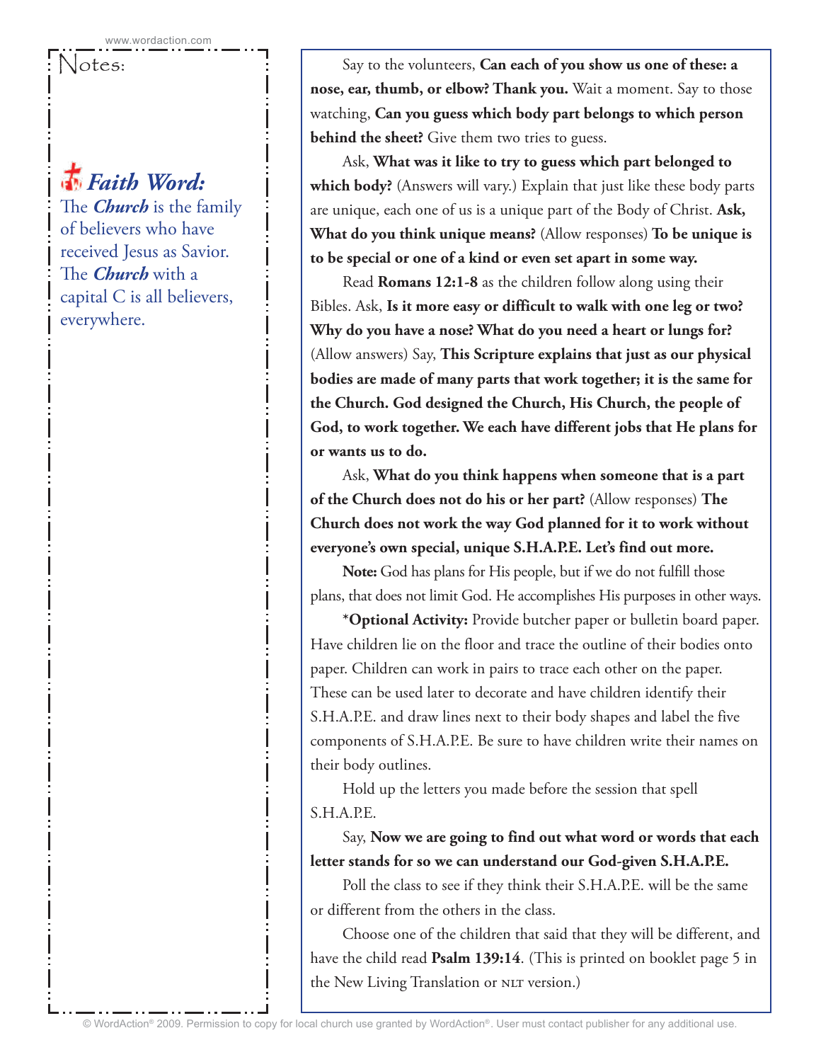Notes:

***Faith Word:***
The ***Church*** is the family of believers who have received Jesus as Savior. The ***Church*** with a capital C is all believers, everywhere.

Say to the volunteers, **Can each of you show us one of these: a nose, ear, thumb, or elbow? Thank you.** Wait a moment. Say to those watching, **Can you guess which body part belongs to which person behind the sheet?** Give them two tries to guess.

Ask, **What was it like to try to guess which part belonged to which body?** (Answers will vary.) Explain that just like these body parts are unique, each one of us is a unique part of the Body of Christ. **Ask, What do you think unique means?** (Allow responses) **To be unique is to be special or one of a kind or even set apart in some way.**

Read **Romans 12:1-8** as the children follow along using their Bibles. Ask, **Is it more easy or difficult to walk with one leg or two? Why do you have a nose? What do you need a heart or lungs for?** (Allow answers) Say, **This Scripture explains that just as our physical bodies are made of many parts that work together; it is the same for the Church. God designed the Church, His Church, the people of God, to work together. We each have different jobs that He plans for or wants us to do.**

Ask, **What do you think happens when someone that is a part of the Church does not do his or her part?** (Allow responses) **The Church does not work the way God planned for it to work without everyone's own special, unique S.H.A.P.E. Let's find out more.**

**Note:** God has plans for His people, but if we do not fulfill those plans, that does not limit God. He accomplishes His purposes in other ways.

***Optional Activity:** Provide butcher paper or bulletin board paper. Have children lie on the floor and trace the outline of their bodies onto paper. Children can work in pairs to trace each other on the paper. These can be used later to decorate and have children identify their S.H.A.P.E. and draw lines next to their body shapes and label the five components of S.H.A.P.E. Be sure to have children write their names on their body outlines.

Hold up the letters you made before the session that spell S.H.A.P.E.

Say, **Now we are going to find out what word or words that each letter stands for so we can understand our God-given S.H.A.P.E.**

Poll the class to see if they think their S.H.A.P.E. will be the same or different from the others in the class.

Choose one of the children that said that they will be different, and have the child read **Psalm 139:14**. (This is printed on booklet page 5 in the New Living Translation or NLT version.)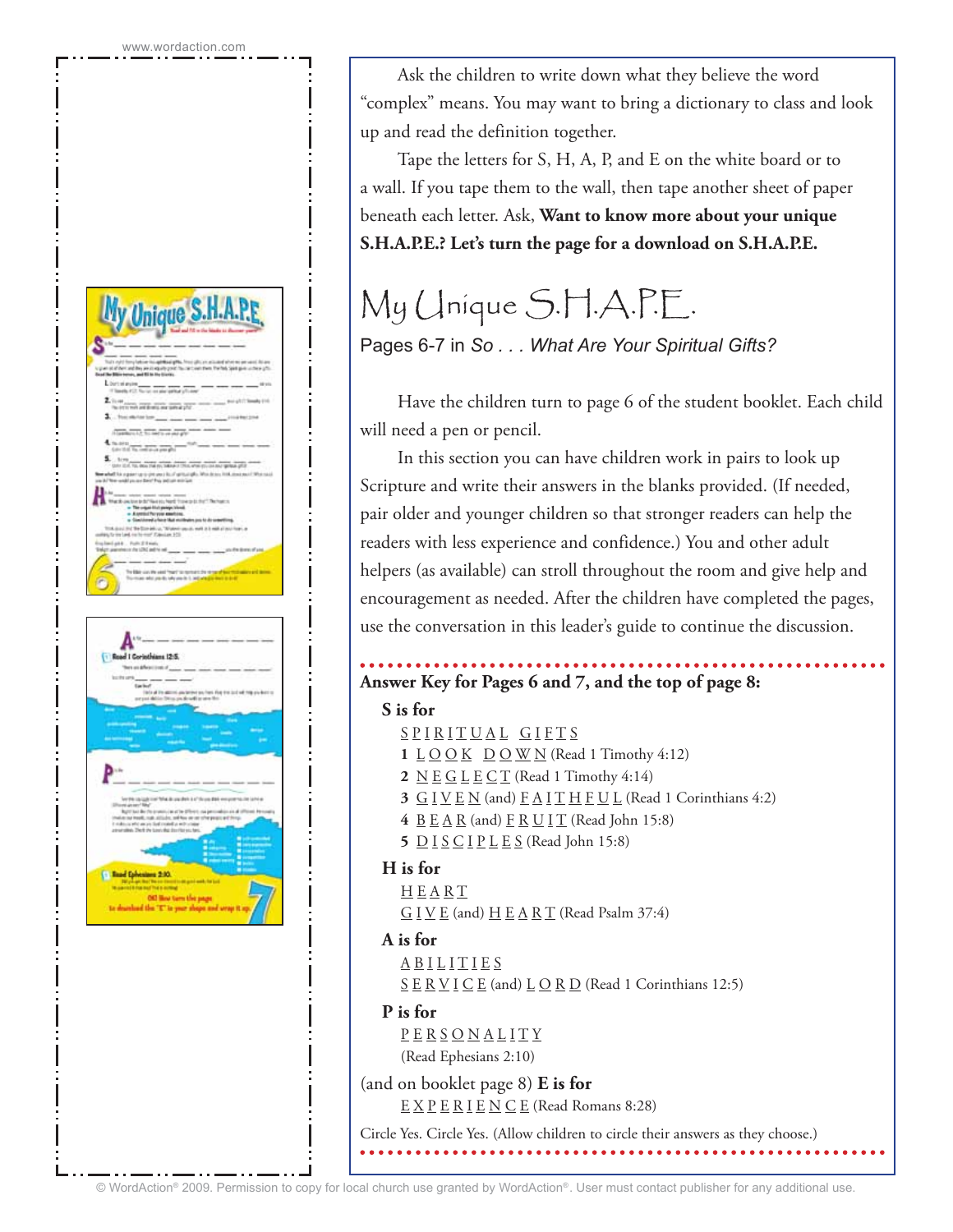Ask the children to write down what they believe the word "complex" means. You may want to bring a dictionary to class and look up and read the definition together.

Tape the letters for S, H, A, P, and E on the white board or to a wall. If you tape them to the wall, then tape another sheet of paper beneath each letter. Ask, **Want to know more about your unique S.H.A.P.E.? Let's turn the page for a download on S.H.A.P.E.**

# My Unique S.H.A.P.E.

Pages 6-7 in *So . . . What Are Your Spiritual Gifts?*

Have the children turn to page 6 of the student booklet. Each child will need a pen or pencil.

In this section you can have children work in pairs to look up Scripture and write their answers in the blanks provided. (If needed, pair older and younger children so that stronger readers can help the readers with less experience and confidence.) You and other adult helpers (as available) can stroll throughout the room and give help and encouragement as needed. After the children have completed the pages, use the conversation in this leader's guide to continue the discussion.

**Answer Key for Pages 6 and 7, and the top of page 8:**

**S is for**

S P I R I T U A L  G I F T S

1 L O O K  D O W N (Read 1 Timothy 4:12)

2 N E G L E C T (Read 1 Timothy 4:14)

3 G I V E N (and) F A I T H F U L (Read 1 Corinthians 4:2)

4 B E A R (and) F R U I T (Read John 15:8)

5 D I S C I P L E S (Read John 15:8)

**H is for**

H E A R T

G I V E (and) H E A R T (Read Psalm 37:4)

**A is for**

A B I L I T I E S

S E R V I C E (and) L O R D (Read 1 Corinthians 12:5)

**P is for**

P E R S O N A L I T Y

(Read Ephesians 2:10)

(and on booklet page 8) **E is for**

E X P E R I E N C E (Read Romans 8:28)

Circle Yes. Circle Yes. (Allow children to circle their answers as they choose.)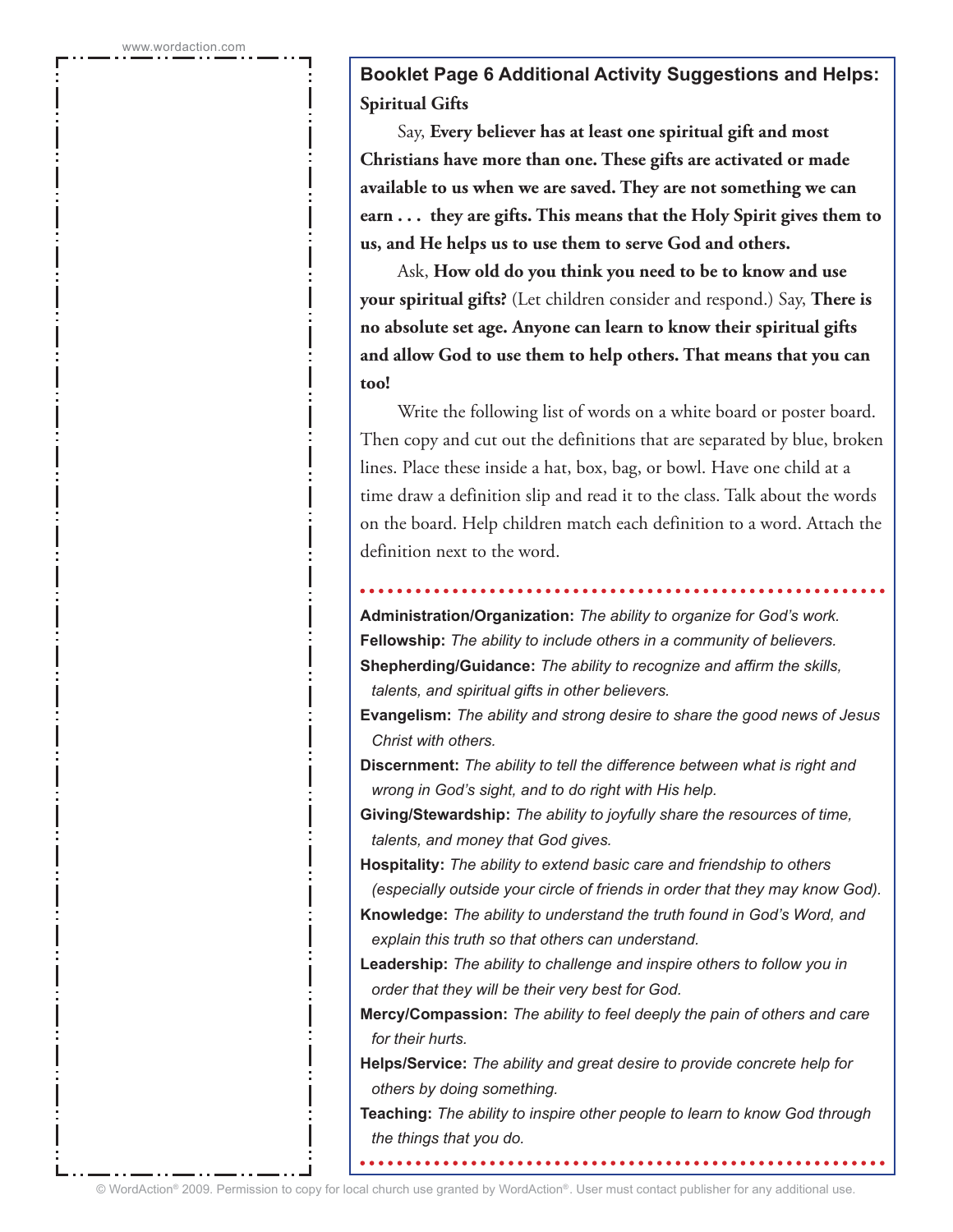## Booklet Page 6 Additional Activity Suggestions and Helps:

**Spiritual Gifts**

Say, **Every believer has at least one spiritual gift and most Christians have more than one. These gifts are activated or made available to us when we are saved. They are not something we can earn . . . they are gifts. This means that the Holy Spirit gives them to us, and He helps us to use them to serve God and others.**

Ask, **How old do you think you need to be to know and use your spiritual gifts?** (Let children consider and respond.) Say, **There is no absolute set age. Anyone can learn to know their spiritual gifts and allow God to use them to help others. That means that you can too!**

Write the following list of words on a white board or poster board. Then copy and cut out the definitions that are separated by blue, broken lines. Place these inside a hat, box, bag, or bowl. Have one child at a time draw a definition slip and read it to the class. Talk about the words on the board. Help children match each definition to a word. Attach the definition next to the word.

**Administration/Organization:** *The ability to organize for God's work.*

**Fellowship:** *The ability to include others in a community of believers.*

**Shepherding/Guidance:** *The ability to recognize and affirm the skills, talents, and spiritual gifts in other believers.*

**Evangelism:** *The ability and strong desire to share the good news of Jesus Christ with others.*

**Discernment:** *The ability to tell the difference between what is right and wrong in God's sight, and to do right with His help.*

**Giving/Stewardship:** *The ability to joyfully share the resources of time, talents, and money that God gives.*

**Hospitality:** *The ability to extend basic care and friendship to others (especially outside your circle of friends in order that they may know God).*

**Knowledge:** *The ability to understand the truth found in God's Word, and explain this truth so that others can understand.*

**Leadership:** *The ability to challenge and inspire others to follow you in order that they will be their very best for God.*

**Mercy/Compassion:** *The ability to feel deeply the pain of others and care for their hurts.*

**Helps/Service:** *The ability and great desire to provide concrete help for others by doing something.*

**Teaching:** *The ability to inspire other people to learn to know God through the things that you do.*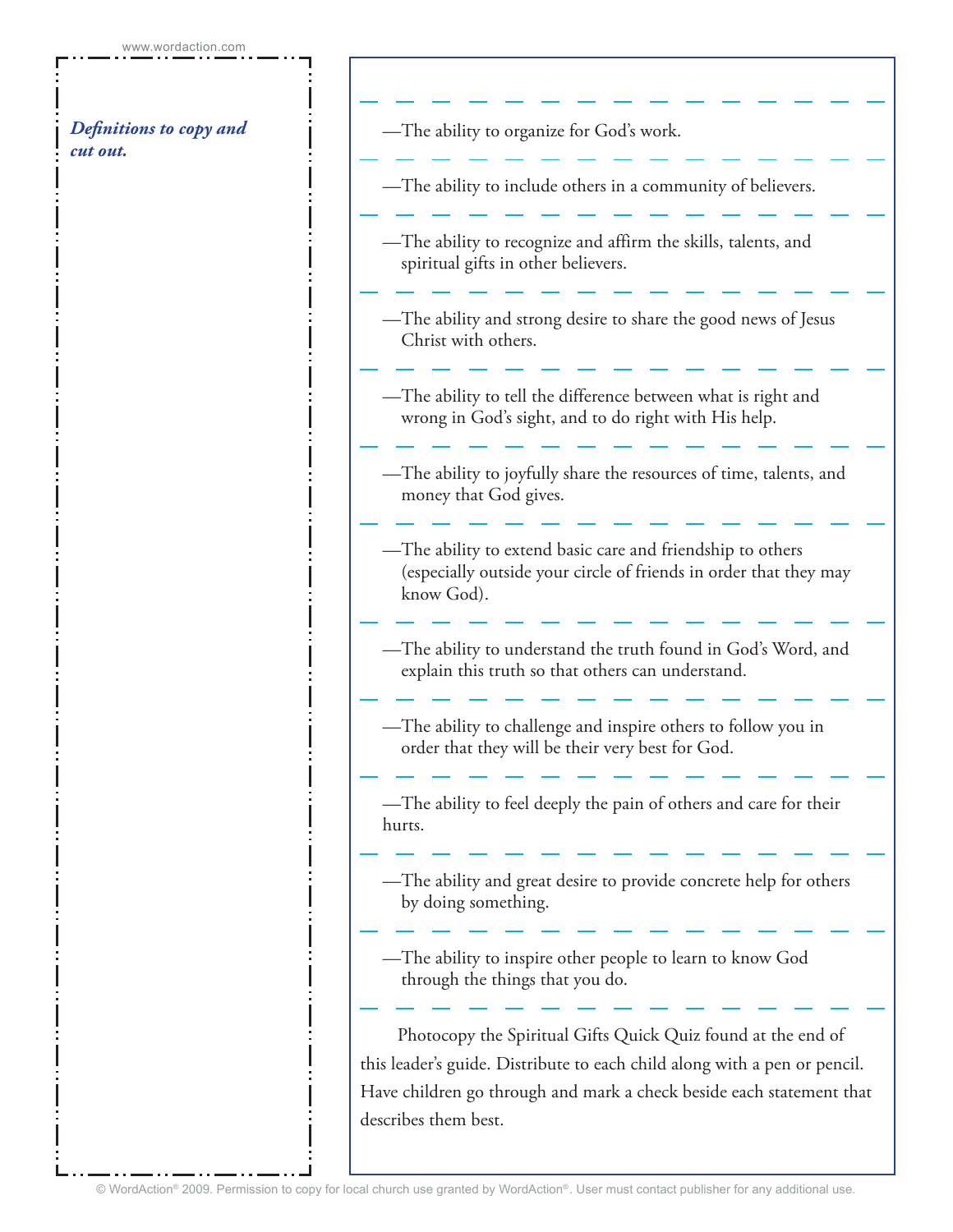*Definitions to copy and cut out.*

—The ability to organize for God's work.

—The ability to include others in a community of believers.

—The ability to recognize and affirm the skills, talents, and spiritual gifts in other believers.

—The ability and strong desire to share the good news of Jesus Christ with others.

—The ability to tell the difference between what is right and wrong in God's sight, and to do right with His help.

—The ability to joyfully share the resources of time, talents, and money that God gives.

—The ability to extend basic care and friendship to others (especially outside your circle of friends in order that they may know God).

—The ability to understand the truth found in God's Word, and explain this truth so that others can understand.

—The ability to challenge and inspire others to follow you in order that they will be their very best for God.

—The ability to feel deeply the pain of others and care for their hurts.

—The ability and great desire to provide concrete help for others by doing something.

—The ability to inspire other people to learn to know God through the things that you do.

Photocopy the Spiritual Gifts Quick Quiz found at the end of this leader's guide. Distribute to each child along with a pen or pencil. Have children go through and mark a check beside each statement that describes them best.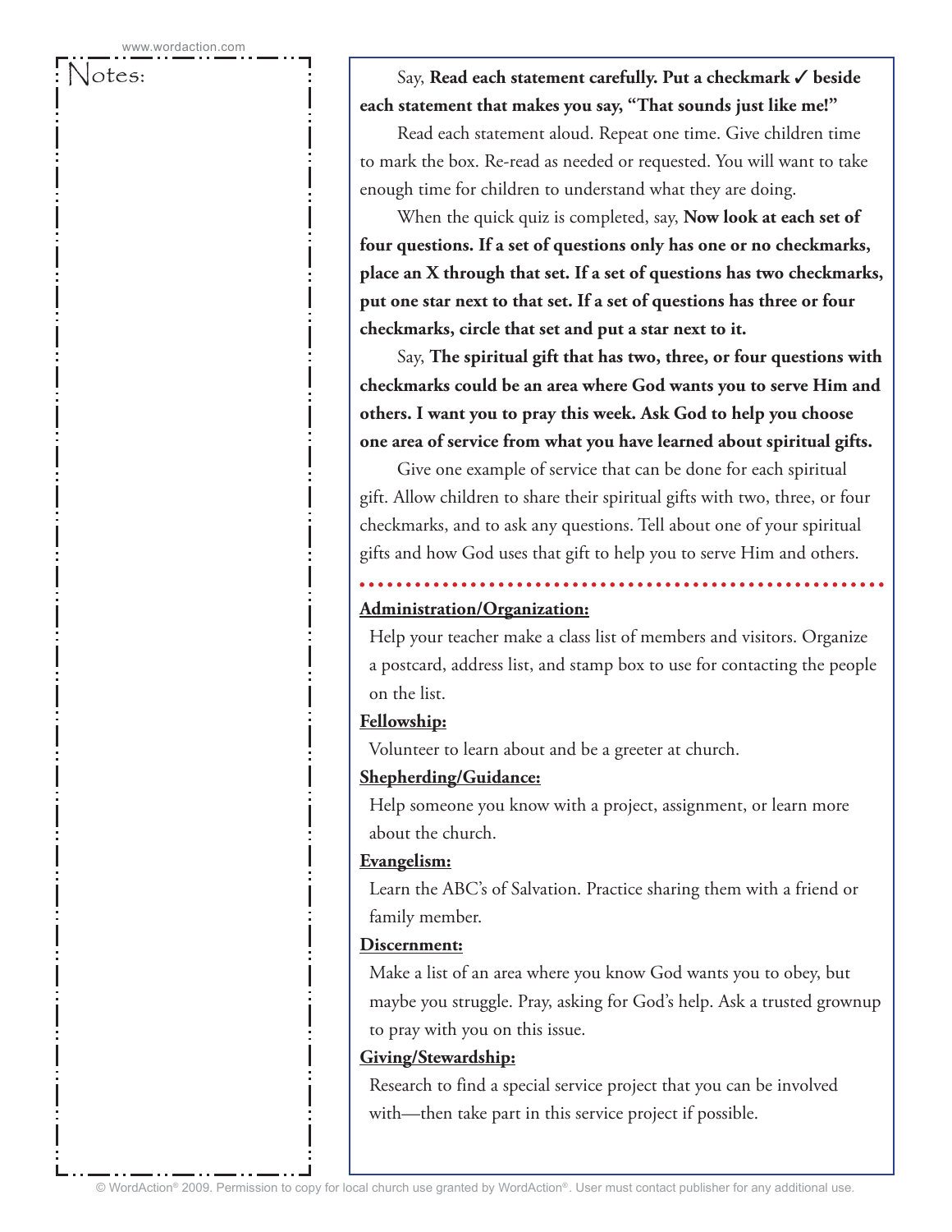Notes:

Say, **Read each statement carefully. Put a checkmark ✓ beside each statement that makes you say, "That sounds just like me!"**

Read each statement aloud. Repeat one time. Give children time to mark the box. Re-read as needed or requested. You will want to take enough time for children to understand what they are doing.

When the quick quiz is completed, say, **Now look at each set of four questions. If a set of questions only has one or no checkmarks, place an X through that set. If a set of questions has two checkmarks, put one star next to that set. If a set of questions has three or four checkmarks, circle that set and put a star next to it.**

Say, **The spiritual gift that has two, three, or four questions with checkmarks could be an area where God wants you to serve Him and others. I want you to pray this week. Ask God to help you choose one area of service from what you have learned about spiritual gifts.**

Give one example of service that can be done for each spiritual gift. Allow children to share their spiritual gifts with two, three, or four checkmarks, and to ask any questions. Tell about one of your spiritual gifts and how God uses that gift to help you to serve Him and others.

---

**Administration/Organization:**

Help your teacher make a class list of members and visitors. Organize a postcard, address list, and stamp box to use for contacting the people on the list.

**Fellowship:**

Volunteer to learn about and be a greeter at church.

**Shepherding/Guidance:**

Help someone you know with a project, assignment, or learn more about the church.

**Evangelism:**

Learn the ABC's of Salvation. Practice sharing them with a friend or family member.

**Discernment:**

Make a list of an area where you know God wants you to obey, but maybe you struggle. Pray, asking for God's help. Ask a trusted grownup to pray with you on this issue.

**Giving/Stewardship:**

Research to find a special service project that you can be involved with—then take part in this service project if possible.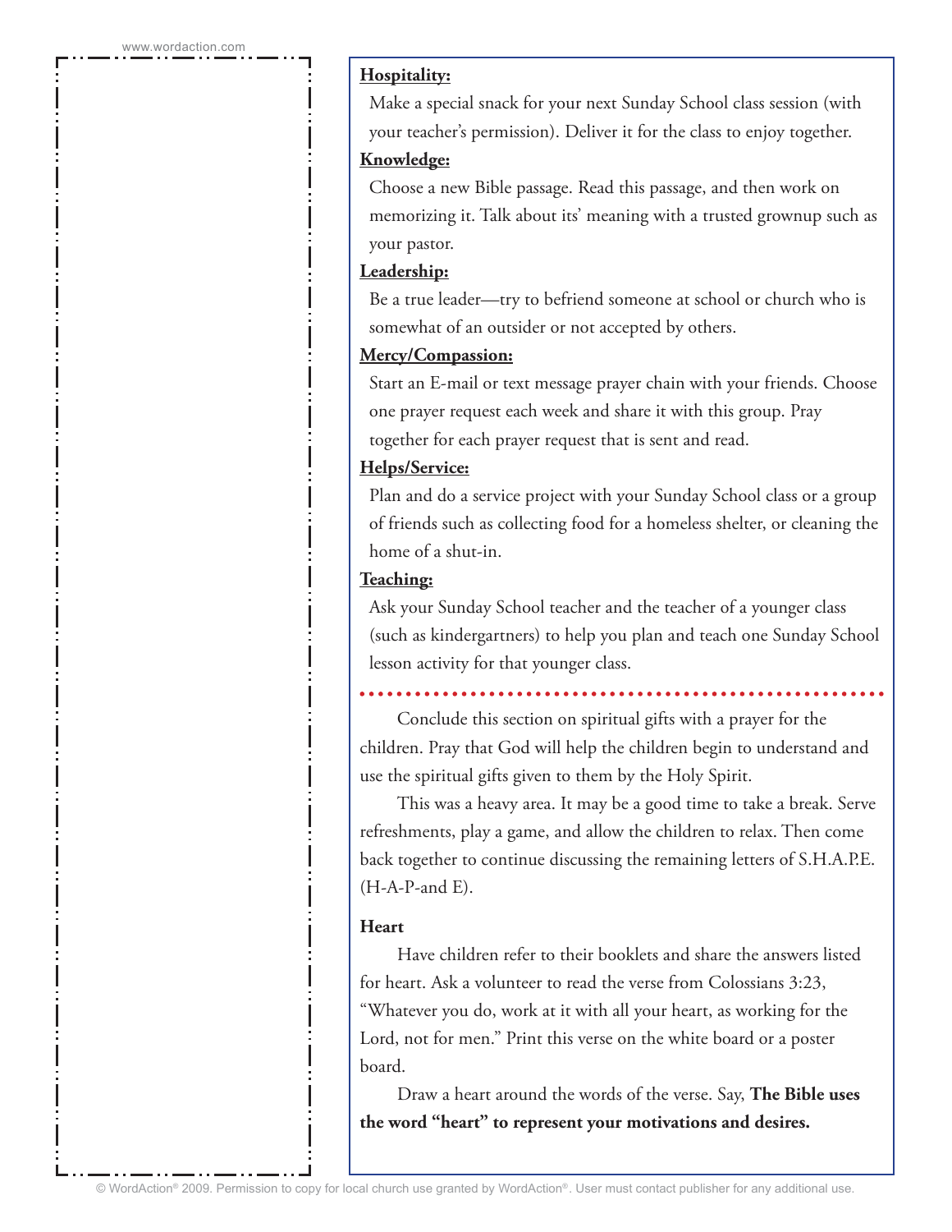**Hospitality:**

Make a special snack for your next Sunday School class session (with your teacher's permission). Deliver it for the class to enjoy together.

**Knowledge:**

Choose a new Bible passage. Read this passage, and then work on memorizing it. Talk about its' meaning with a trusted grownup such as your pastor.

**Leadership:**

Be a true leader—try to befriend someone at school or church who is somewhat of an outsider or not accepted by others.

**Mercy/Compassion:**

Start an E-mail or text message prayer chain with your friends. Choose one prayer request each week and share it with this group. Pray together for each prayer request that is sent and read.

**Helps/Service:**

Plan and do a service project with your Sunday School class or a group of friends such as collecting food for a homeless shelter, or cleaning the home of a shut-in.

**Teaching:**

Ask your Sunday School teacher and the teacher of a younger class (such as kindergartners) to help you plan and teach one Sunday School lesson activity for that younger class.

---

Conclude this section on spiritual gifts with a prayer for the children. Pray that God will help the children begin to understand and use the spiritual gifts given to them by the Holy Spirit.

This was a heavy area. It may be a good time to take a break. Serve refreshments, play a game, and allow the children to relax. Then come back together to continue discussing the remaining letters of S.H.A.P.E. (H-A-P-and E).

**Heart**

Have children refer to their booklets and share the answers listed for heart. Ask a volunteer to read the verse from Colossians 3:23, "Whatever you do, work at it with all your heart, as working for the Lord, not for men." Print this verse on the white board or a poster board.

Draw a heart around the words of the verse. Say, **The Bible uses the word "heart" to represent your motivations and desires.**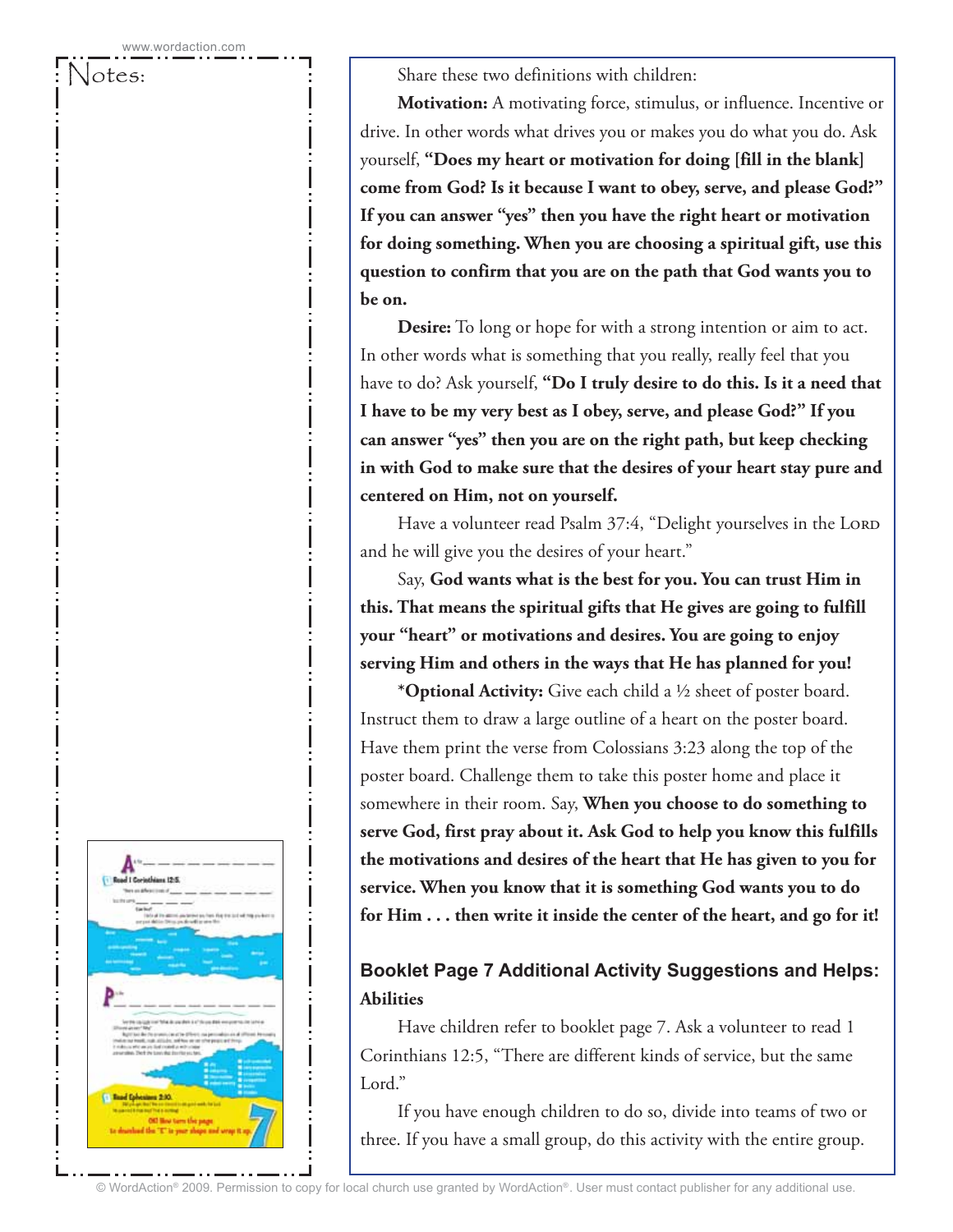Notes:

Share these two definitions with children:

**Motivation:** A motivating force, stimulus, or influence. Incentive or drive. In other words what drives you or makes you do what you do. Ask yourself, **"Does my heart or motivation for doing [fill in the blank] come from God? Is it because I want to obey, serve, and please God?" If you can answer "yes" then you have the right heart or motivation for doing something. When you are choosing a spiritual gift, use this question to confirm that you are on the path that God wants you to be on.**

**Desire:** To long or hope for with a strong intention or aim to act. In other words what is something that you really, really feel that you have to do? Ask yourself, **"Do I truly desire to do this. Is it a need that I have to be my very best as I obey, serve, and please God?" If you can answer "yes" then you are on the right path, but keep checking in with God to make sure that the desires of your heart stay pure and centered on Him, not on yourself.**

Have a volunteer read Psalm 37:4, "Delight yourselves in the LORD and he will give you the desires of your heart."

Say, **God wants what is the best for you. You can trust Him in this. That means the spiritual gifts that He gives are going to fulfill your "heart" or motivations and desires. You are going to enjoy serving Him and others in the ways that He has planned for you!**

***Optional Activity:** Give each child a ½ sheet of poster board. Instruct them to draw a large outline of a heart on the poster board. Have them print the verse from Colossians 3:23 along the top of the poster board. Challenge them to take this poster home and place it somewhere in their room. Say, **When you choose to do something to serve God, first pray about it. Ask God to help you know this fulfills the motivations and desires of the heart that He has given to you for service. When you know that it is something God wants you to do for Him . . . then write it inside the center of the heart, and go for it!**

## Booklet Page 7 Additional Activity Suggestions and Helps: Abilities

Have children refer to booklet page 7. Ask a volunteer to read 1 Corinthians 12:5, "There are different kinds of service, but the same Lord."

If you have enough children to do so, divide into teams of two or three. If you have a small group, do this activity with the entire group.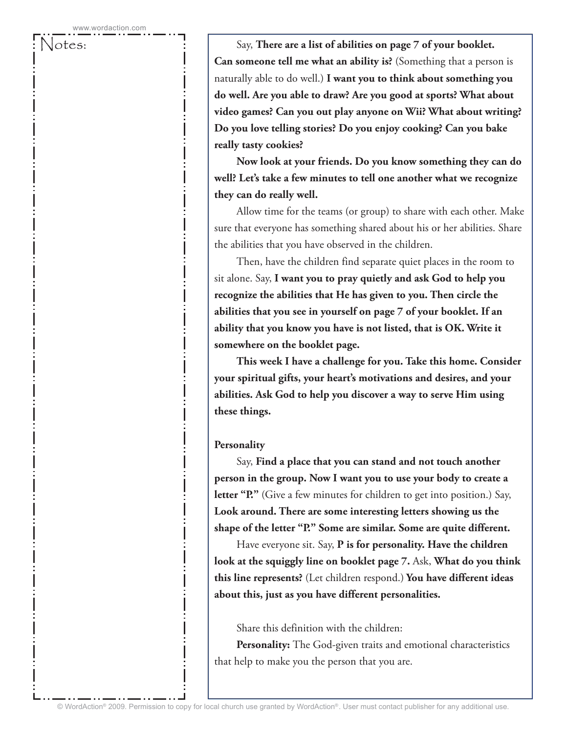Notes:

Say, **There are a list of abilities on page 7 of your booklet. Can someone tell me what an ability is?** (Something that a person is naturally able to do well.) **I want you to think about something you do well. Are you able to draw? Are you good at sports? What about video games? Can you out play anyone on Wii? What about writing? Do you love telling stories? Do you enjoy cooking? Can you bake really tasty cookies?**

**Now look at your friends. Do you know something they can do well? Let's take a few minutes to tell one another what we recognize they can do really well.**

Allow time for the teams (or group) to share with each other. Make sure that everyone has something shared about his or her abilities. Share the abilities that you have observed in the children.

Then, have the children find separate quiet places in the room to sit alone. Say, **I want you to pray quietly and ask God to help you recognize the abilities that He has given to you. Then circle the abilities that you see in yourself on page 7 of your booklet. If an ability that you know you have is not listed, that is OK. Write it somewhere on the booklet page.**

**This week I have a challenge for you. Take this home. Consider your spiritual gifts, your heart's motivations and desires, and your abilities. Ask God to help you discover a way to serve Him using these things.**

**Personality**

Say, **Find a place that you can stand and not touch another person in the group. Now I want you to use your body to create a letter "P."** (Give a few minutes for children to get into position.) Say, **Look around. There are some interesting letters showing us the shape of the letter "P." Some are similar. Some are quite different.**

Have everyone sit. Say, **P is for personality. Have the children look at the squiggly line on booklet page 7.** Ask, **What do you think this line represents?** (Let children respond.) **You have different ideas about this, just as you have different personalities.**

Share this definition with the children:

**Personality:** The God-given traits and emotional characteristics that help to make you the person that you are.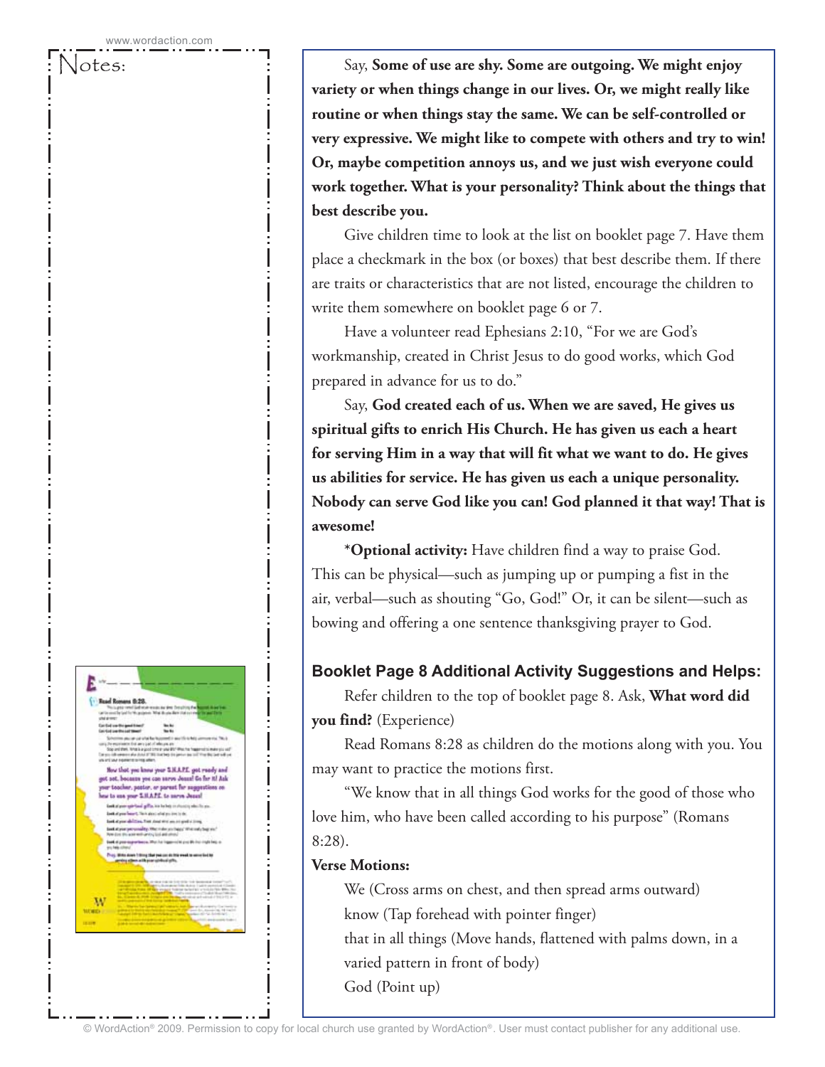Notes:

Say, **Some of use are shy. Some are outgoing. We might enjoy variety or when things change in our lives. Or, we might really like routine or when things stay the same. We can be self-controlled or very expressive. We might like to compete with others and try to win! Or, maybe competition annoys us, and we just wish everyone could work together. What is your personality? Think about the things that best describe you.**

Give children time to look at the list on booklet page 7. Have them place a checkmark in the box (or boxes) that best describe them. If there are traits or characteristics that are not listed, encourage the children to write them somewhere on booklet page 6 or 7.

Have a volunteer read Ephesians 2:10, "For we are God's workmanship, created in Christ Jesus to do good works, which God prepared in advance for us to do."

Say, **God created each of us. When we are saved, He gives us spiritual gifts to enrich His Church. He has given us each a heart for serving Him in a way that will fit what we want to do. He gives us abilities for service. He has given us each a unique personality. Nobody can serve God like you can! God planned it that way! That is awesome!**

***Optional activity:** Have children find a way to praise God. This can be physical—such as jumping up or pumping a fist in the air, verbal—such as shouting "Go, God!" Or, it can be silent—such as bowing and offering a one sentence thanksgiving prayer to God.

### Booklet Page 8 Additional Activity Suggestions and Helps:

Refer children to the top of booklet page 8. Ask, **What word did you find?** (Experience)

Read Romans 8:28 as children do the motions along with you. You may want to practice the motions first.

"We know that in all things God works for the good of those who love him, who have been called according to his purpose" (Romans 8:28).

**Verse Motions:**

We (Cross arms on chest, and then spread arms outward)
know (Tap forehead with pointer finger)
that in all things (Move hands, flattened with palms down, in a varied pattern in front of body)
God (Point up)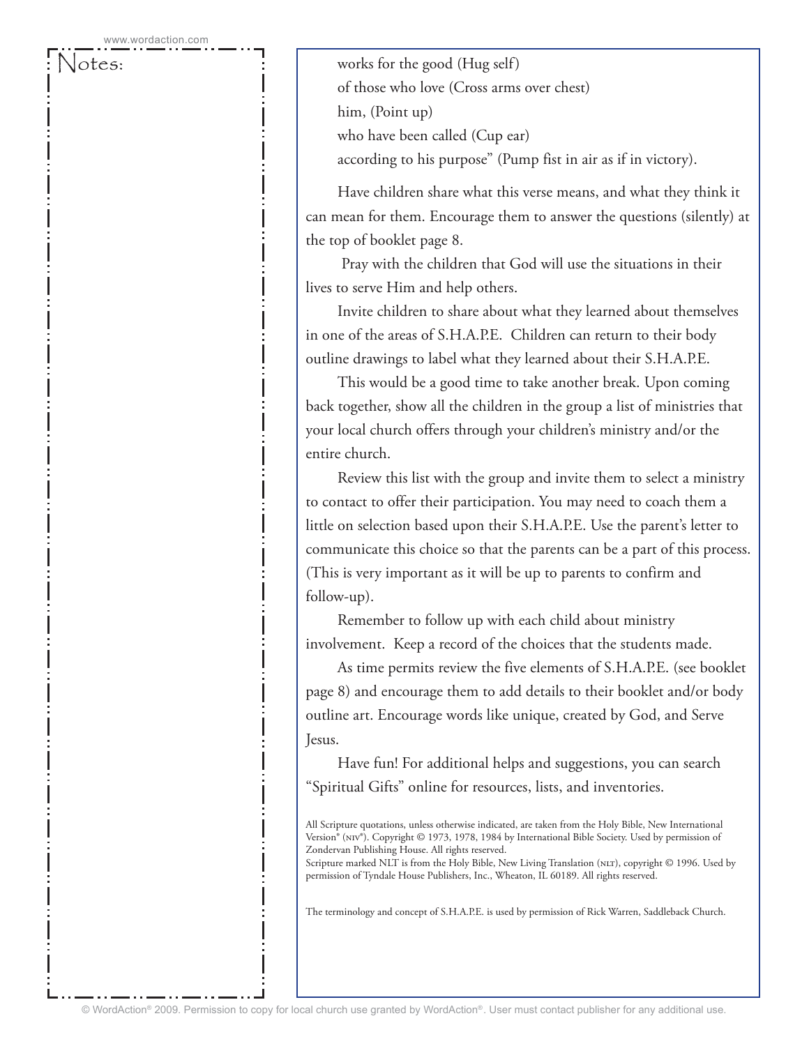Notes:

works for the good (Hug self)
of those who love (Cross arms over chest)
him, (Point up)
who have been called (Cup ear)
according to his purpose" (Pump fist in air as if in victory).

Have children share what this verse means, and what they think it can mean for them. Encourage them to answer the questions (silently) at the top of booklet page 8.

Pray with the children that God will use the situations in their lives to serve Him and help others.

Invite children to share about what they learned about themselves in one of the areas of S.H.A.P.E. Children can return to their body outline drawings to label what they learned about their S.H.A.P.E.

This would be a good time to take another break. Upon coming back together, show all the children in the group a list of ministries that your local church offers through your children's ministry and/or the entire church.

Review this list with the group and invite them to select a ministry to contact to offer their participation. You may need to coach them a little on selection based upon their S.H.A.P.E. Use the parent's letter to communicate this choice so that the parents can be a part of this process. (This is very important as it will be up to parents to confirm and follow-up).

Remember to follow up with each child about ministry involvement. Keep a record of the choices that the students made.

As time permits review the five elements of S.H.A.P.E. (see booklet page 8) and encourage them to add details to their booklet and/or body outline art. Encourage words like unique, created by God, and Serve Jesus.

Have fun! For additional helps and suggestions, you can search "Spiritual Gifts" online for resources, lists, and inventories.

All Scripture quotations, unless otherwise indicated, are taken from the Holy Bible, New International Version® (NIV®). Copyright © 1973, 1978, 1984 by International Bible Society. Used by permission of Zondervan Publishing House. All rights reserved.
Scripture marked NLT is from the Holy Bible, New Living Translation (NLT), copyright © 1996. Used by permission of Tyndale House Publishers, Inc., Wheaton, IL 60189. All rights reserved.

The terminology and concept of S.H.A.P.E. is used by permission of Rick Warren, Saddleback Church.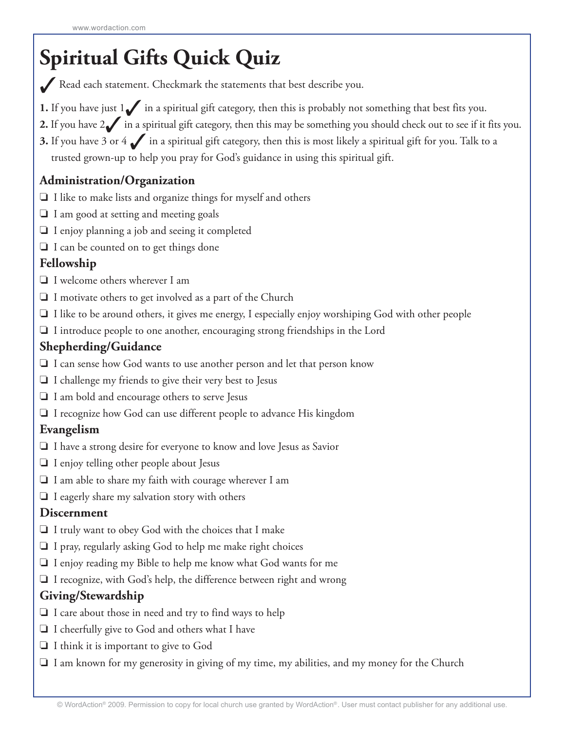# Spiritual Gifts Quick Quiz

✓ Read each statement. Checkmark the statements that best describe you.

1. If you have just 1 ✓ in a spiritual gift category, then this is probably not something that best fits you.
2. If you have 2 ✓ in a spiritual gift category, then this may be something you should check out to see if it fits you.
3. If you have 3 or 4 ✓ in a spiritual gift category, then this is most likely a spiritual gift for you. Talk to a trusted grown-up to help you pray for God's guidance in using this spiritual gift.

## Administration/Organization

- ❑ I like to make lists and organize things for myself and others
- ❑ I am good at setting and meeting goals
- ❑ I enjoy planning a job and seeing it completed
- ❑ I can be counted on to get things done

## Fellowship

- ❑ I welcome others wherever I am
- ❑ I motivate others to get involved as a part of the Church
- ❑ I like to be around others, it gives me energy, I especially enjoy worshiping God with other people
- ❑ I introduce people to one another, encouraging strong friendships in the Lord

## Shepherding/Guidance

- ❑ I can sense how God wants to use another person and let that person know
- ❑ I challenge my friends to give their very best to Jesus
- ❑ I am bold and encourage others to serve Jesus
- ❑ I recognize how God can use different people to advance His kingdom

## Evangelism

- ❑ I have a strong desire for everyone to know and love Jesus as Savior
- ❑ I enjoy telling other people about Jesus
- ❑ I am able to share my faith with courage wherever I am
- ❑ I eagerly share my salvation story with others

## Discernment

- ❑ I truly want to obey God with the choices that I make
- ❑ I pray, regularly asking God to help me make right choices
- ❑ I enjoy reading my Bible to help me know what God wants for me
- ❑ I recognize, with God's help, the difference between right and wrong

## Giving/Stewardship

- ❑ I care about those in need and try to find ways to help
- ❑ I cheerfully give to God and others what I have
- ❑ I think it is important to give to God
- ❑ I am known for my generosity in giving of my time, my abilities, and my money for the Church

© WordAction® 2009. Permission to copy for local church use granted by WordAction®. User must contact publisher for any additional use.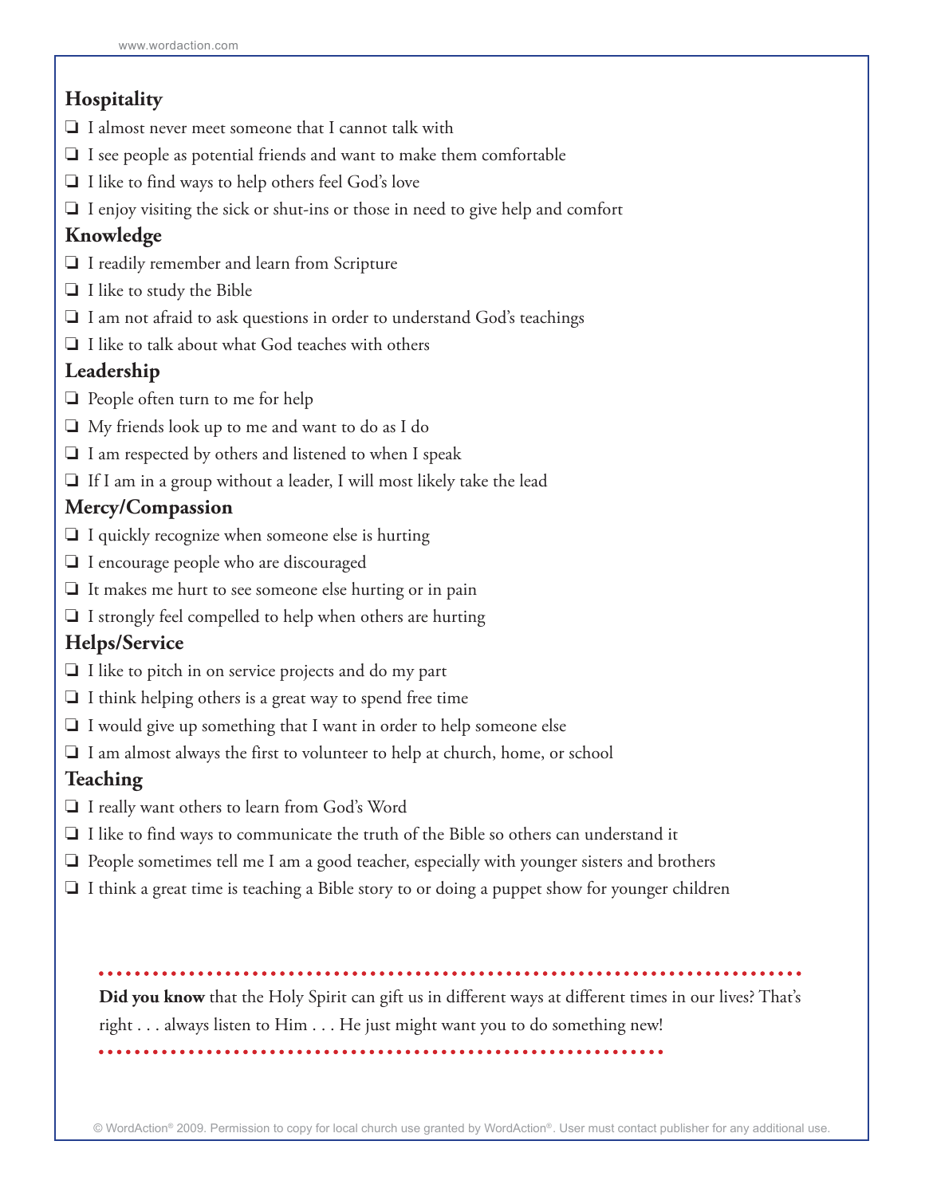### Hospitality

- ❏ I almost never meet someone that I cannot talk with
- ❏ I see people as potential friends and want to make them comfortable
- ❏ I like to find ways to help others feel God's love
- ❏ I enjoy visiting the sick or shut-ins or those in need to give help and comfort

### Knowledge

- ❏ I readily remember and learn from Scripture
- ❏ I like to study the Bible
- ❏ I am not afraid to ask questions in order to understand God's teachings
- ❏ I like to talk about what God teaches with others

### Leadership

- ❏ People often turn to me for help
- ❏ My friends look up to me and want to do as I do
- ❏ I am respected by others and listened to when I speak
- ❏ If I am in a group without a leader, I will most likely take the lead

### Mercy/Compassion

- ❏ I quickly recognize when someone else is hurting
- ❏ I encourage people who are discouraged
- ❏ It makes me hurt to see someone else hurting or in pain
- ❏ I strongly feel compelled to help when others are hurting

### Helps/Service

- ❏ I like to pitch in on service projects and do my part
- ❏ I think helping others is a great way to spend free time
- ❏ I would give up something that I want in order to help someone else
- ❏ I am almost always the first to volunteer to help at church, home, or school

### Teaching

- ❏ I really want others to learn from God's Word
- ❏ I like to find ways to communicate the truth of the Bible so others can understand it
- ❏ People sometimes tell me I am a good teacher, especially with younger sisters and brothers
- ❏ I think a great time is teaching a Bible story to or doing a puppet show for younger children

**Did you know** that the Holy Spirit can gift us in different ways at different times in our lives? That's right . . . always listen to Him . . . He just might want you to do something new!

© WordAction® 2009. Permission to copy for local church use granted by WordAction®. User must contact publisher for any additional use.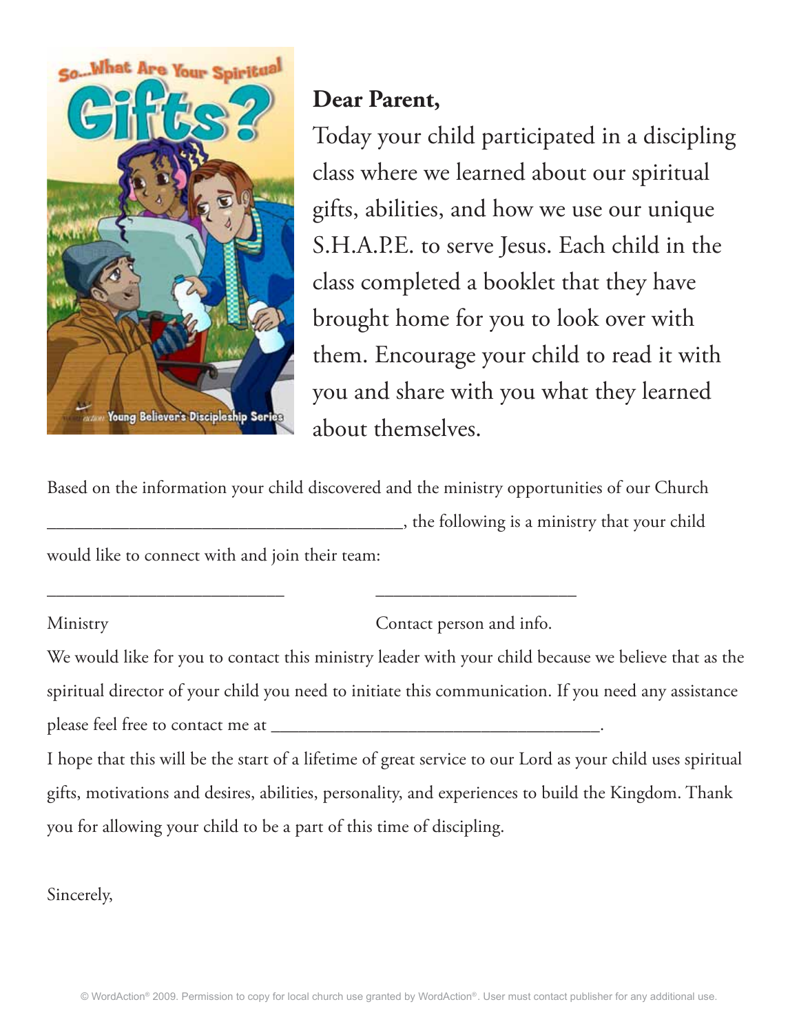**Dear Parent,**

Today your child participated in a discipling class where we learned about our spiritual gifts, abilities, and how we use our unique S.H.A.P.E. to serve Jesus. Each child in the class completed a booklet that they have brought home for you to look over with them. Encourage your child to read it with you and share with you what they learned about themselves.

Based on the information your child discovered and the ministry opportunities of our Church _______________________________________, the following is a ministry that your child would like to connect with and join their team:

_________________________ _____________________

Ministry Contact person and info.

We would like for you to contact this ministry leader with your child because we believe that as the spiritual director of your child you need to initiate this communication. If you need any assistance please feel free to contact me at ____________________________________.

I hope that this will be the start of a lifetime of great service to our Lord as your child uses spiritual gifts, motivations and desires, abilities, personality, and experiences to build the Kingdom. Thank you for allowing your child to be a part of this time of discipling.

Sincerely,

© WordAction® 2009. Permission to copy for local church use granted by WordAction®. User must contact publisher for any additional use.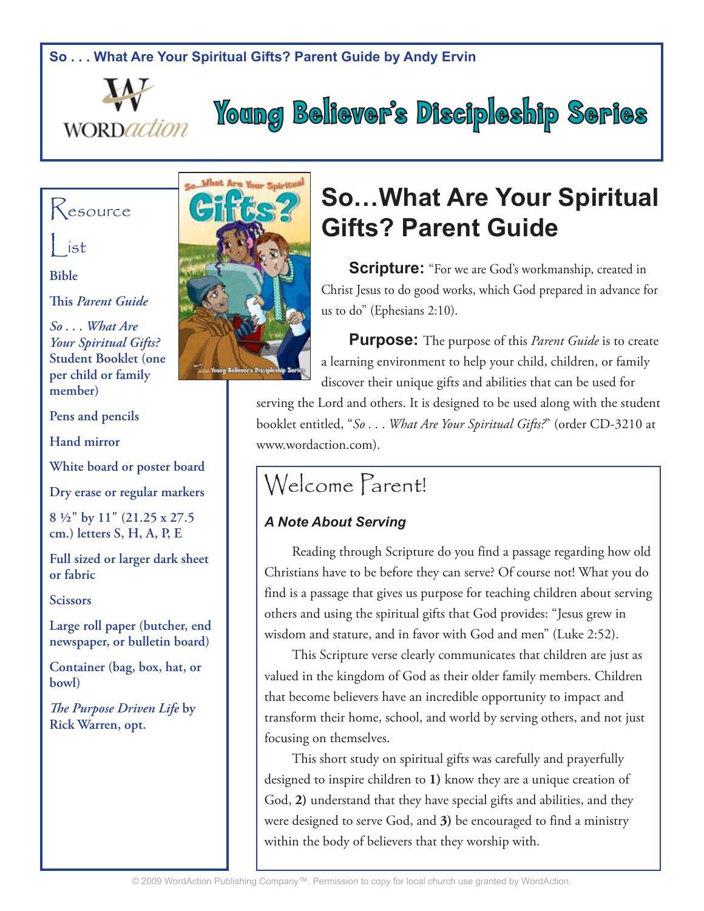So . . . What Are Your Spiritual Gifts? Parent Guide by Andy Ervin

WORD*action*

# Young Believer's Discipleship Series

## Resource List

**Bible**

**This *Parent Guide***

***So . . . What Are Your Spiritual Gifts?* Student Booklet (one per child or family member)**

**Pens and pencils**

**Hand mirror**

**White board or poster board**

**Dry erase or regular markers**

**8 ½" by 11" (21.25 x 27.5 cm.) letters S, H, A, P, E**

**Full sized or larger dark sheet or fabric**

**Scissors**

**Large roll paper (butcher, end newspaper, or bulletin board)**

**Container (bag, box, hat, or bowl)**

***The Purpose Driven Life* by Rick Warren, opt.**

# So…What Are Your Spiritual Gifts? Parent Guide

**Scripture:** "For we are God's workmanship, created in Christ Jesus to do good works, which God prepared in advance for us to do" (Ephesians 2:10).

**Purpose:** The purpose of this *Parent Guide* is to create a learning environment to help your child, children, or family discover their unique gifts and abilities that can be used for serving the Lord and others. It is designed to be used along with the student booklet entitled, "*So . . . What Are Your Spiritual Gifts?*" (order CD-3210 at www.wordaction.com).

## Welcome Parent!

### *A Note About Serving*

Reading through Scripture do you find a passage regarding how old Christians have to be before they can serve? Of course not! What you do find is a passage that gives us purpose for teaching children about serving others and using the spiritual gifts that God provides: "Jesus grew in wisdom and stature, and in favor with God and men" (Luke 2:52).

This Scripture verse clearly communicates that children are just as valued in the kingdom of God as their older family members. Children that become believers have an incredible opportunity to impact and transform their home, school, and world by serving others, and not just focusing on themselves.

This short study on spiritual gifts was carefully and prayerfully designed to inspire children to **1)** know they are a unique creation of God, **2)** understand that they have special gifts and abilities, and they were designed to serve God, and **3)** be encouraged to find a ministry within the body of believers that they worship with.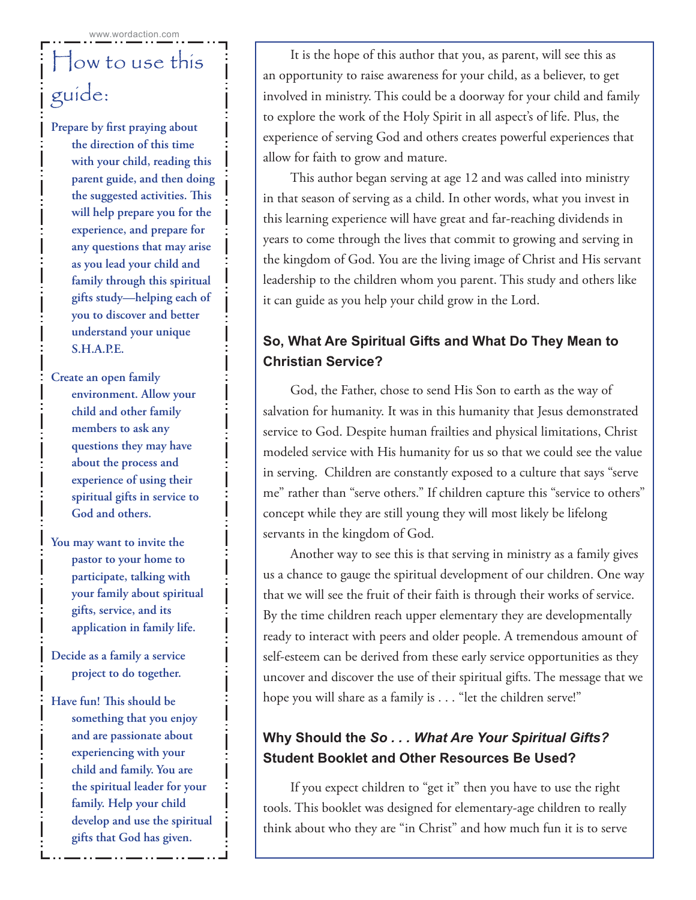# How to use this guide:

**Prepare by first praying about the direction of this time with your child, reading this parent guide, and then doing the suggested activities. This will help prepare you for the experience, and prepare for any questions that may arise as you lead your child and family through this spiritual gifts study—helping each of you to discover and better understand your unique S.H.A.P.E.**

**Create an open family environment. Allow your child and other family members to ask any questions they may have about the process and experience of using their spiritual gifts in service to God and others.**

**You may want to invite the pastor to your home to participate, talking with your family about spiritual gifts, service, and its application in family life.**

**Decide as a family a service project to do together.**

**Have fun! This should be something that you enjoy and are passionate about experiencing with your child and family. You are the spiritual leader for your family. Help your child develop and use the spiritual gifts that God has given.**

It is the hope of this author that you, as parent, will see this as an opportunity to raise awareness for your child, as a believer, to get involved in ministry. This could be a doorway for your child and family to explore the work of the Holy Spirit in all aspect's of life. Plus, the experience of serving God and others creates powerful experiences that allow for faith to grow and mature.

This author began serving at age 12 and was called into ministry in that season of serving as a child. In other words, what you invest in this learning experience will have great and far-reaching dividends in years to come through the lives that commit to growing and serving in the kingdom of God. You are the living image of Christ and His servant leadership to the children whom you parent. This study and others like it can guide as you help your child grow in the Lord.

## So, What Are Spiritual Gifts and What Do They Mean to Christian Service?

God, the Father, chose to send His Son to earth as the way of salvation for humanity. It was in this humanity that Jesus demonstrated service to God. Despite human frailties and physical limitations, Christ modeled service with His humanity for us so that we could see the value in serving. Children are constantly exposed to a culture that says "serve me" rather than "serve others." If children capture this "service to others" concept while they are still young they will most likely be lifelong servants in the kingdom of God.

Another way to see this is that serving in ministry as a family gives us a chance to gauge the spiritual development of our children. One way that we will see the fruit of their faith is through their works of service. By the time children reach upper elementary they are developmentally ready to interact with peers and older people. A tremendous amount of self-esteem can be derived from these early service opportunities as they uncover and discover the use of their spiritual gifts. The message that we hope you will share as a family is . . . "let the children serve!"

## Why Should the *So . . . What Are Your Spiritual Gifts?* Student Booklet and Other Resources Be Used?

If you expect children to "get it" then you have to use the right tools. This booklet was designed for elementary-age children to really think about who they are "in Christ" and how much fun it is to serve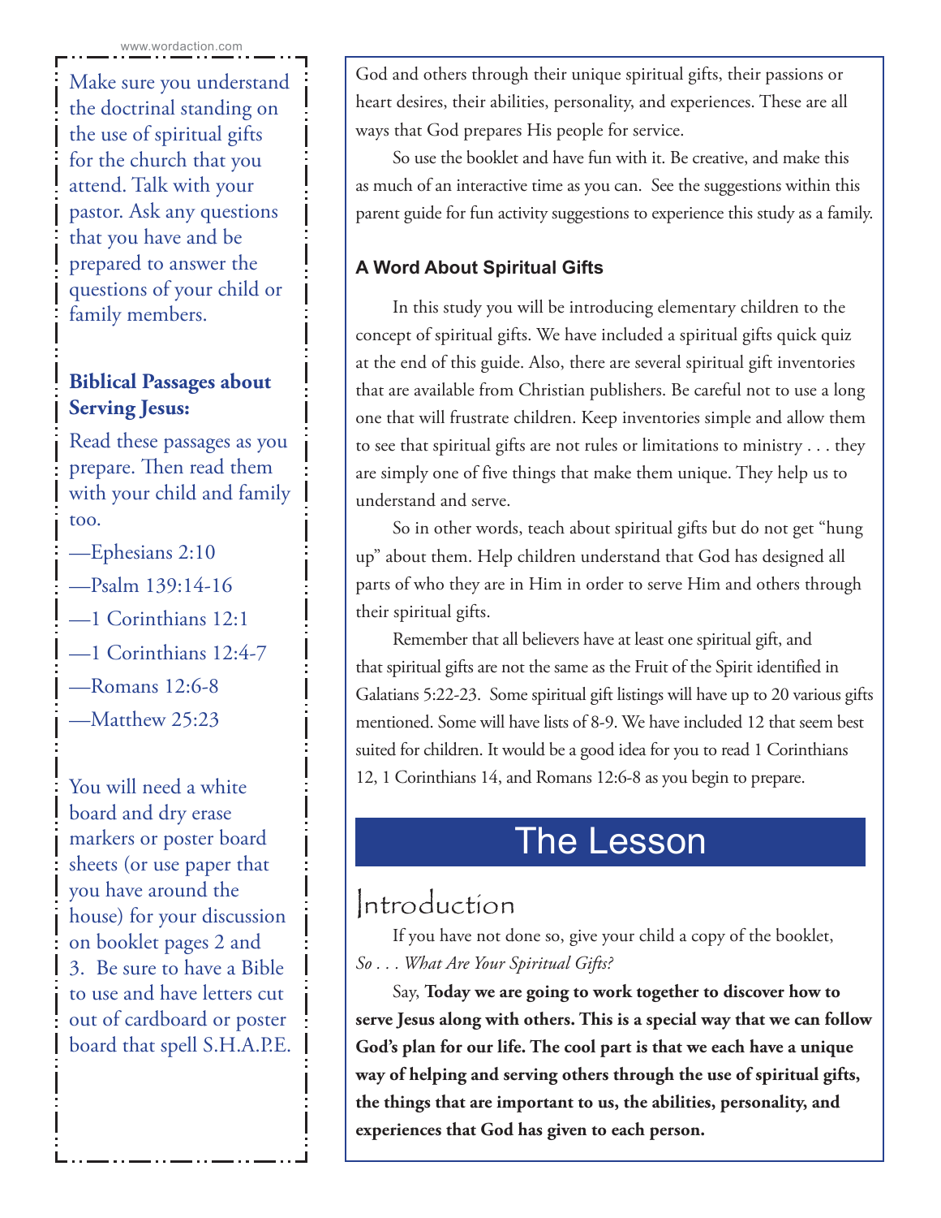Make sure you understand the doctrinal standing on the use of spiritual gifts for the church that you attend. Talk with your pastor. Ask any questions that you have and be prepared to answer the questions of your child or family members.

**Biblical Passages about Serving Jesus:**

Read these passages as you prepare. Then read them with your child and family too.

—Ephesians 2:10

—Psalm 139:14-16

—1 Corinthians 12:1

—1 Corinthians 12:4-7

—Romans 12:6-8

—Matthew 25:23

You will need a white board and dry erase markers or poster board sheets (or use paper that you have around the house) for your discussion on booklet pages 2 and 3. Be sure to have a Bible to use and have letters cut out of cardboard or poster board that spell S.H.A.P.E.

God and others through their unique spiritual gifts, their passions or heart desires, their abilities, personality, and experiences. These are all ways that God prepares His people for service.

So use the booklet and have fun with it. Be creative, and make this as much of an interactive time as you can. See the suggestions within this parent guide for fun activity suggestions to experience this study as a family.

### A Word About Spiritual Gifts

In this study you will be introducing elementary children to the concept of spiritual gifts. We have included a spiritual gifts quick quiz at the end of this guide. Also, there are several spiritual gift inventories that are available from Christian publishers. Be careful not to use a long one that will frustrate children. Keep inventories simple and allow them to see that spiritual gifts are not rules or limitations to ministry . . . they are simply one of five things that make them unique. They help us to understand and serve.

So in other words, teach about spiritual gifts but do not get "hung up" about them. Help children understand that God has designed all parts of who they are in Him in order to serve Him and others through their spiritual gifts.

Remember that all believers have at least one spiritual gift, and that spiritual gifts are not the same as the Fruit of the Spirit identified in Galatians 5:22-23. Some spiritual gift listings will have up to 20 various gifts mentioned. Some will have lists of 8-9. We have included 12 that seem best suited for children. It would be a good idea for you to read 1 Corinthians 12, 1 Corinthians 14, and Romans 12:6-8 as you begin to prepare.

# The Lesson

## Introduction

If you have not done so, give your child a copy of the booklet, *So . . . What Are Your Spiritual Gifts?*

Say, **Today we are going to work together to discover how to serve Jesus along with others. This is a special way that we can follow God's plan for our life. The cool part is that we each have a unique way of helping and serving others through the use of spiritual gifts, the things that are important to us, the abilities, personality, and experiences that God has given to each person.**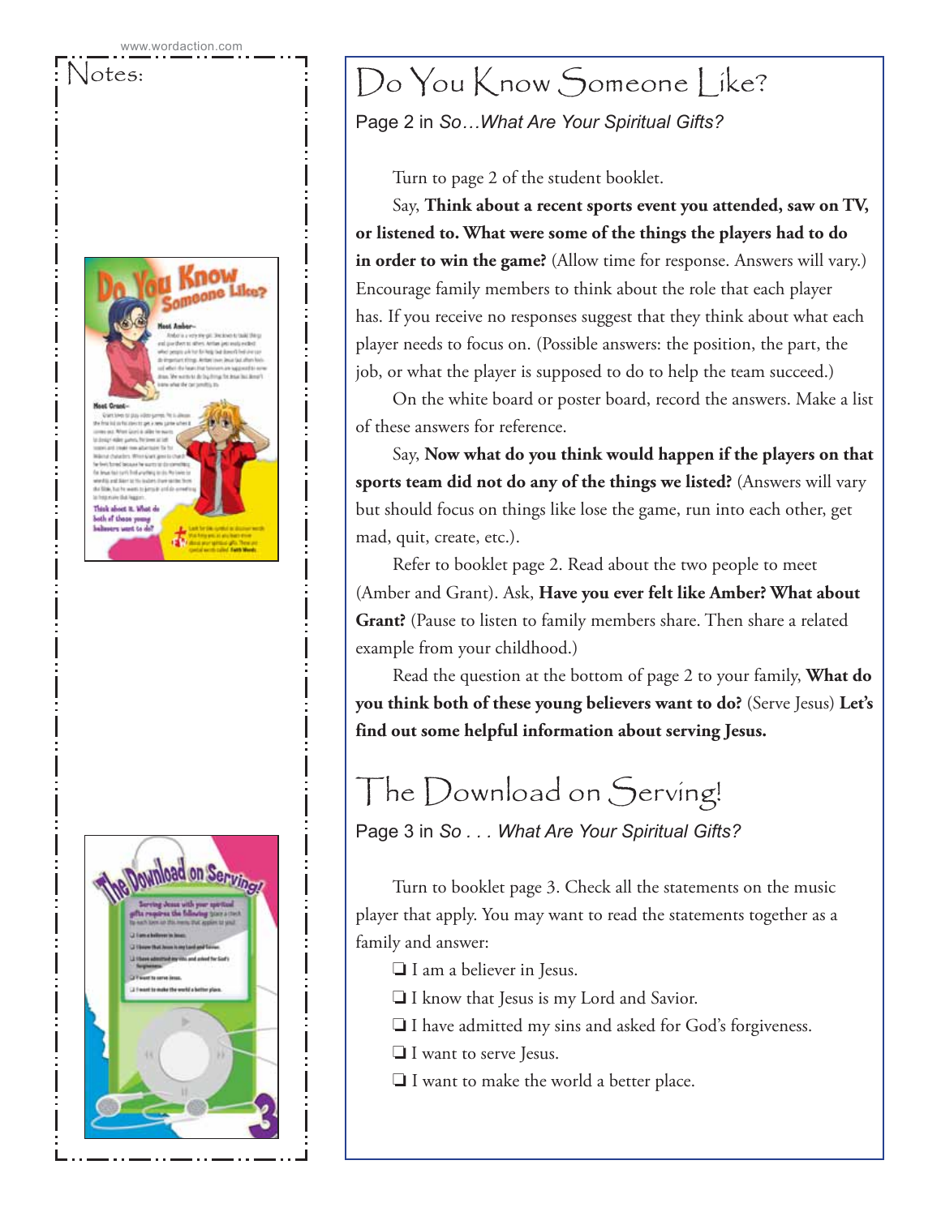Notes:

# Do You Know Someone Like?

Page 2 in *So…What Are Your Spiritual Gifts?*

Turn to page 2 of the student booklet.

Say, **Think about a recent sports event you attended, saw on TV, or listened to. What were some of the things the players had to do in order to win the game?** (Allow time for response. Answers will vary.) Encourage family members to think about the role that each player has. If you receive no responses suggest that they think about what each player needs to focus on. (Possible answers: the position, the part, the job, or what the player is supposed to do to help the team succeed.)

On the white board or poster board, record the answers. Make a list of these answers for reference.

Say, **Now what do you think would happen if the players on that sports team did not do any of the things we listed?** (Answers will vary but should focus on things like lose the game, run into each other, get mad, quit, create, etc.).

Refer to booklet page 2. Read about the two people to meet (Amber and Grant). Ask, **Have you ever felt like Amber? What about Grant?** (Pause to listen to family members share. Then share a related example from your childhood.)

Read the question at the bottom of page 2 to your family, **What do you think both of these young believers want to do?** (Serve Jesus) **Let's find out some helpful information about serving Jesus.**

# The Download on Serving!

Page 3 in *So . . . What Are Your Spiritual Gifts?*

Turn to booklet page 3. Check all the statements on the music player that apply. You may want to read the statements together as a family and answer:

- ❏ I am a believer in Jesus.
- ❏ I know that Jesus is my Lord and Savior.
- ❏ I have admitted my sins and asked for God's forgiveness.
- ❏ I want to serve Jesus.
- ❏ I want to make the world a better place.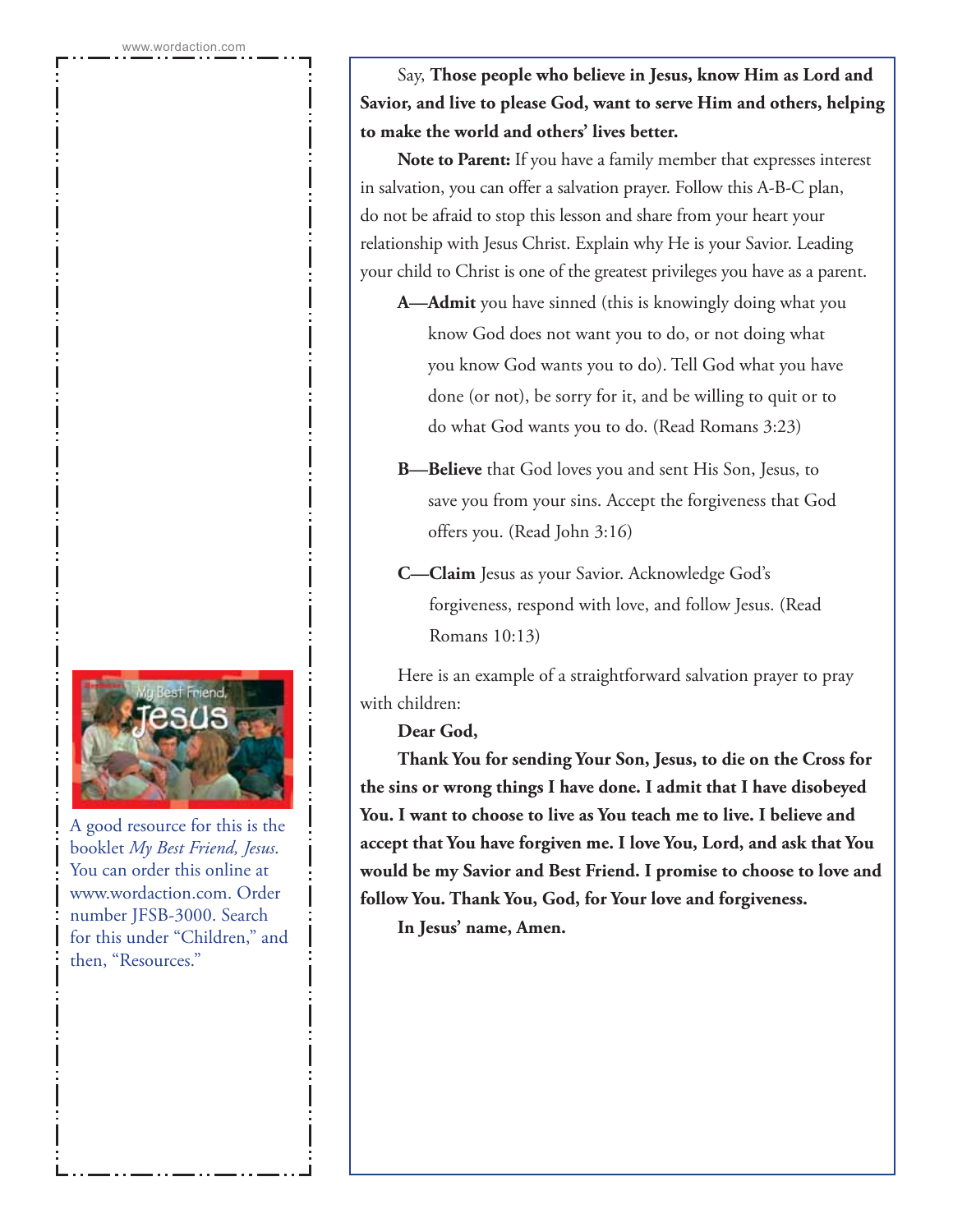Say, **Those people who believe in Jesus, know Him as Lord and Savior, and live to please God, want to serve Him and others, helping to make the world and others' lives better.**

**Note to Parent:** If you have a family member that expresses interest in salvation, you can offer a salvation prayer. Follow this A-B-C plan, do not be afraid to stop this lesson and share from your heart your relationship with Jesus Christ. Explain why He is your Savior. Leading your child to Christ is one of the greatest privileges you have as a parent.

**A—Admit** you have sinned (this is knowingly doing what you know God does not want you to do, or not doing what you know God wants you to do). Tell God what you have done (or not), be sorry for it, and be willing to quit or to do what God wants you to do. (Read Romans 3:23)

**B—Believe** that God loves you and sent His Son, Jesus, to save you from your sins. Accept the forgiveness that God offers you. (Read John 3:16)

**C—Claim** Jesus as your Savior. Acknowledge God's forgiveness, respond with love, and follow Jesus. (Read Romans 10:13)

Here is an example of a straightforward salvation prayer to pray with children:

**Dear God,**

**Thank You for sending Your Son, Jesus, to die on the Cross for the sins or wrong things I have done. I admit that I have disobeyed You. I want to choose to live as You teach me to live. I believe and accept that You have forgiven me. I love You, Lord, and ask that You would be my Savior and Best Friend. I promise to choose to love and follow You. Thank You, God, for Your love and forgiveness.**

**In Jesus' name, Amen.**

A good resource for this is the booklet *My Best Friend, Jesus*. You can order this online at www.wordaction.com. Order number JFSB-3000. Search for this under "Children," and then, "Resources."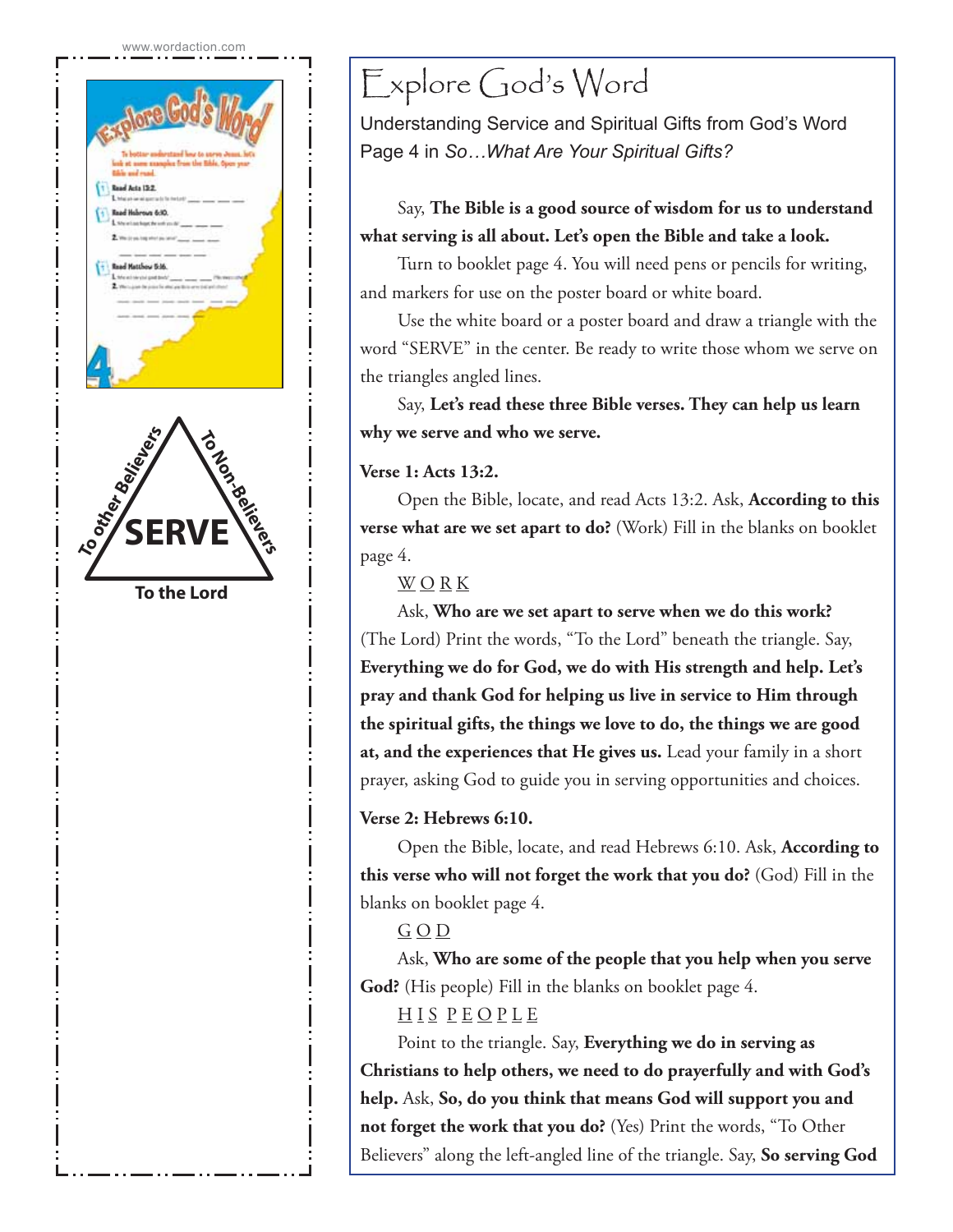# Explore God's Word

Understanding Service and Spiritual Gifts from God's Word
Page 4 in *So…What Are Your Spiritual Gifts?*

Say, **The Bible is a good source of wisdom for us to understand what serving is all about. Let's open the Bible and take a look.**

Turn to booklet page 4. You will need pens or pencils for writing, and markers for use on the poster board or white board.

Use the white board or a poster board and draw a triangle with the word "SERVE" in the center. Be ready to write those whom we serve on the triangles angled lines.

Say, **Let's read these three Bible verses. They can help us learn why we serve and who we serve.**

**Verse 1: Acts 13:2.**

Open the Bible, locate, and read Acts 13:2. Ask, **According to this verse what are we set apart to do?** (Work) Fill in the blanks on booklet page 4.

W O R K

Ask, **Who are we set apart to serve when we do this work?** (The Lord) Print the words, "To the Lord" beneath the triangle. Say, **Everything we do for God, we do with His strength and help. Let's pray and thank God for helping us live in service to Him through the spiritual gifts, the things we love to do, the things we are good at, and the experiences that He gives us.** Lead your family in a short prayer, asking God to guide you in serving opportunities and choices.

**Verse 2: Hebrews 6:10.**

Open the Bible, locate, and read Hebrews 6:10. Ask, **According to this verse who will not forget the work that you do?** (God) Fill in the blanks on booklet page 4.

G O D

Ask, **Who are some of the people that you help when you serve God?** (His people) Fill in the blanks on booklet page 4.

H I S  P E O P L E

Point to the triangle. Say, **Everything we do in serving as Christians to help others, we need to do prayerfully and with God's help.** Ask, **So, do you think that means God will support you and not forget the work that you do?** (Yes) Print the words, "To Other Believers" along the left-angled line of the triangle. Say, **So serving God**

SERVE
To other Believers
To Non-Believers
To the Lord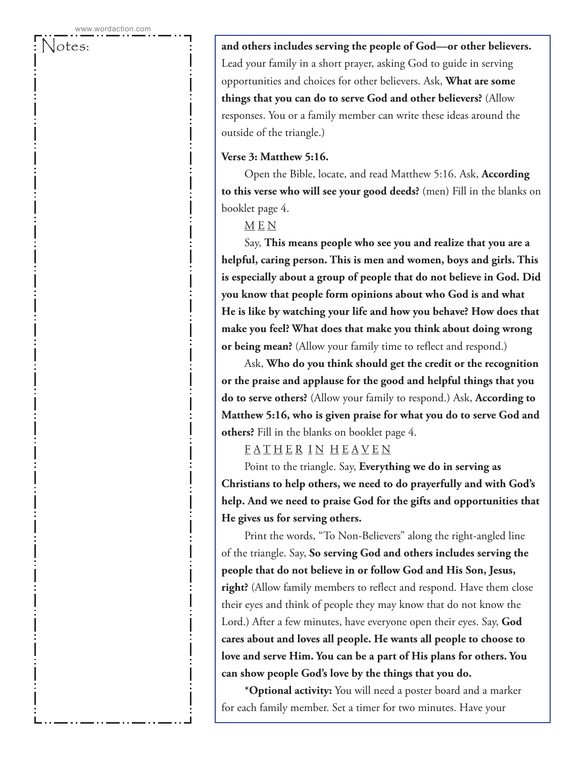**and others includes serving the people of God—or other believers.** Lead your family in a short prayer, asking God to guide in serving opportunities and choices for other believers. Ask, **What are some things that you can do to serve God and other believers?** (Allow responses. You or a family member can write these ideas around the outside of the triangle.)

**Verse 3: Matthew 5:16.**

Open the Bible, locate, and read Matthew 5:16. Ask, **According to this verse who will see your good deeds?** (men) Fill in the blanks on booklet page 4.

M E N

Say, **This means people who see you and realize that you are a helpful, caring person. This is men and women, boys and girls. This is especially about a group of people that do not believe in God. Did you know that people form opinions about who God is and what He is like by watching your life and how you behave? How does that make you feel? What does that make you think about doing wrong or being mean?** (Allow your family time to reflect and respond.)

Ask, **Who do you think should get the credit or the recognition or the praise and applause for the good and helpful things that you do to serve others?** (Allow your family to respond.) Ask, **According to Matthew 5:16, who is given praise for what you do to serve God and others?** Fill in the blanks on booklet page 4.

F A T H E R I N H E A V E N

Point to the triangle. Say, **Everything we do in serving as Christians to help others, we need to do prayerfully and with God's help. And we need to praise God for the gifts and opportunities that He gives us for serving others.**

Print the words, "To Non-Believers" along the right-angled line of the triangle. Say, **So serving God and others includes serving the people that do not believe in or follow God and His Son, Jesus, right?** (Allow family members to reflect and respond. Have them close their eyes and think of people they may know that do not know the Lord.) After a few minutes, have everyone open their eyes. Say, **God cares about and loves all people. He wants all people to choose to love and serve Him. You can be a part of His plans for others. You can show people God's love by the things that you do.**

***Optional activity:** You will need a poster board and a marker for each family member. Set a timer for two minutes. Have your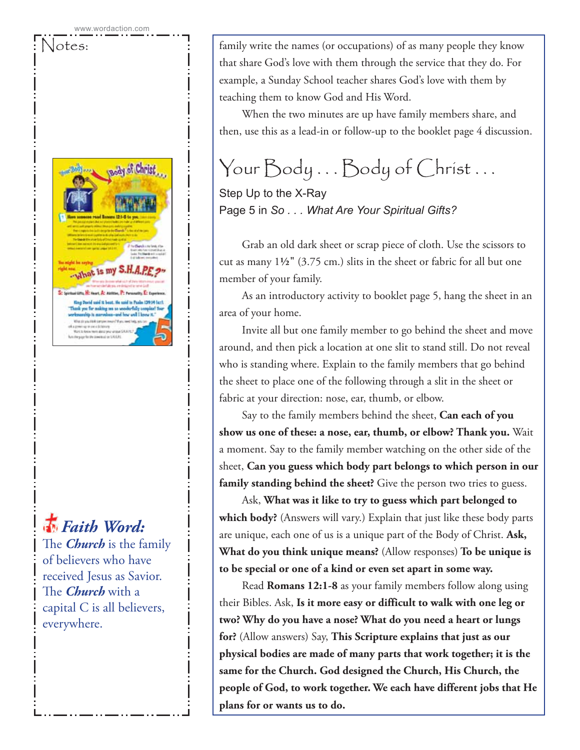Notes:

**Faith Word:** The ***Church*** is the family of believers who have received Jesus as Savior. The ***Church*** with a capital C is all believers, everywhere.

family write the names (or occupations) of as many people they know that share God's love with them through the service that they do. For example, a Sunday School teacher shares God's love with them by teaching them to know God and His Word.

When the two minutes are up have family members share, and then, use this as a lead-in or follow-up to the booklet page 4 discussion.

# Your Body . . . Body of Christ . . .

Step Up to the X-Ray

Page 5 in *So . . . What Are Your Spiritual Gifts?*

Grab an old dark sheet or scrap piece of cloth. Use the scissors to cut as many 1½" (3.75 cm.) slits in the sheet or fabric for all but one member of your family.

As an introductory activity to booklet page 5, hang the sheet in an area of your home.

Invite all but one family member to go behind the sheet and move around, and then pick a location at one slit to stand still. Do not reveal who is standing where. Explain to the family members that go behind the sheet to place one of the following through a slit in the sheet or fabric at your direction: nose, ear, thumb, or elbow.

Say to the family members behind the sheet, **Can each of you show us one of these: a nose, ear, thumb, or elbow? Thank you.** Wait a moment. Say to the family member watching on the other side of the sheet, **Can you guess which body part belongs to which person in our family standing behind the sheet?** Give the person two tries to guess.

Ask, **What was it like to try to guess which part belonged to which body?** (Answers will vary.) Explain that just like these body parts are unique, each one of us is a unique part of the Body of Christ. **Ask, What do you think unique means?** (Allow responses) **To be unique is to be special or one of a kind or even set apart in some way.**

Read **Romans 12:1-8** as your family members follow along using their Bibles. Ask, **Is it more easy or difficult to walk with one leg or two? Why do you have a nose? What do you need a heart or lungs for?** (Allow answers) Say, **This Scripture explains that just as our physical bodies are made of many parts that work together; it is the same for the Church. God designed the Church, His Church, the people of God, to work together. We each have different jobs that He plans for or wants us to do.**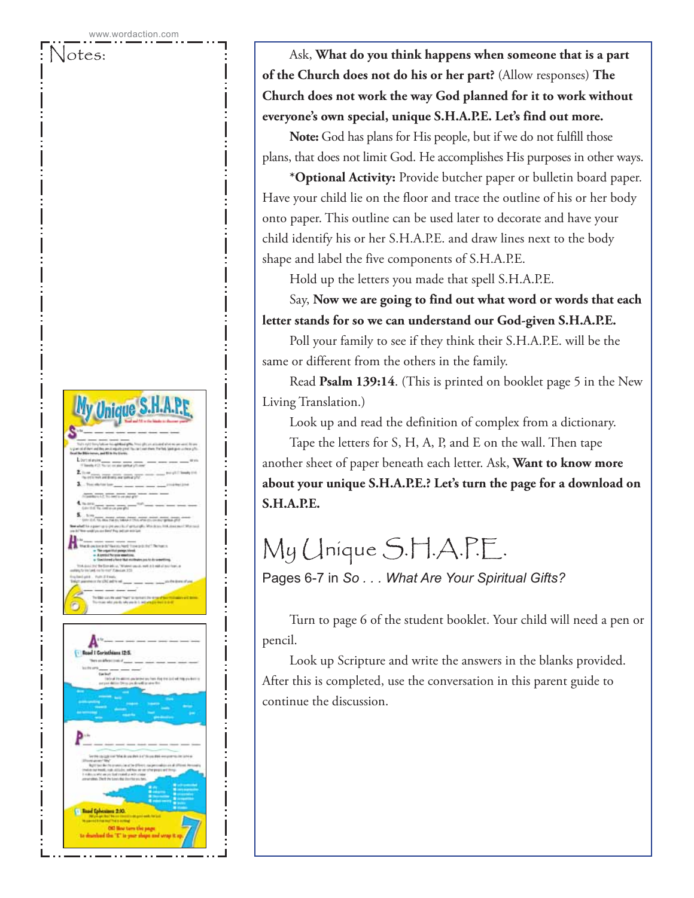Notes:

Ask, **What do you think happens when someone that is a part of the Church does not do his or her part?** (Allow responses) **The Church does not work the way God planned for it to work without everyone's own special, unique S.H.A.P.E. Let's find out more.**

**Note:** God has plans for His people, but if we do not fulfill those plans, that does not limit God. He accomplishes His purposes in other ways.

***Optional Activity:** Provide butcher paper or bulletin board paper. Have your child lie on the floor and trace the outline of his or her body onto paper. This outline can be used later to decorate and have your child identify his or her S.H.A.P.E. and draw lines next to the body shape and label the five components of S.H.A.P.E.

Hold up the letters you made that spell S.H.A.P.E.

Say, **Now we are going to find out what word or words that each letter stands for so we can understand our God-given S.H.A.P.E.**

Poll your family to see if they think their S.H.A.P.E. will be the same or different from the others in the family.

Read **Psalm 139:14**. (This is printed on booklet page 5 in the New Living Translation.)

Look up and read the definition of complex from a dictionary.

Tape the letters for S, H, A, P, and E on the wall. Then tape another sheet of paper beneath each letter. Ask, **Want to know more about your unique S.H.A.P.E.? Let's turn the page for a download on S.H.A.P.E.**

## My Unique S.H.A.P.E.

Pages 6-7 in *So . . . What Are Your Spiritual Gifts?*

Turn to page 6 of the student booklet. Your child will need a pen or pencil.

Look up Scripture and write the answers in the blanks provided. After this is completed, use the conversation in this parent guide to continue the discussion.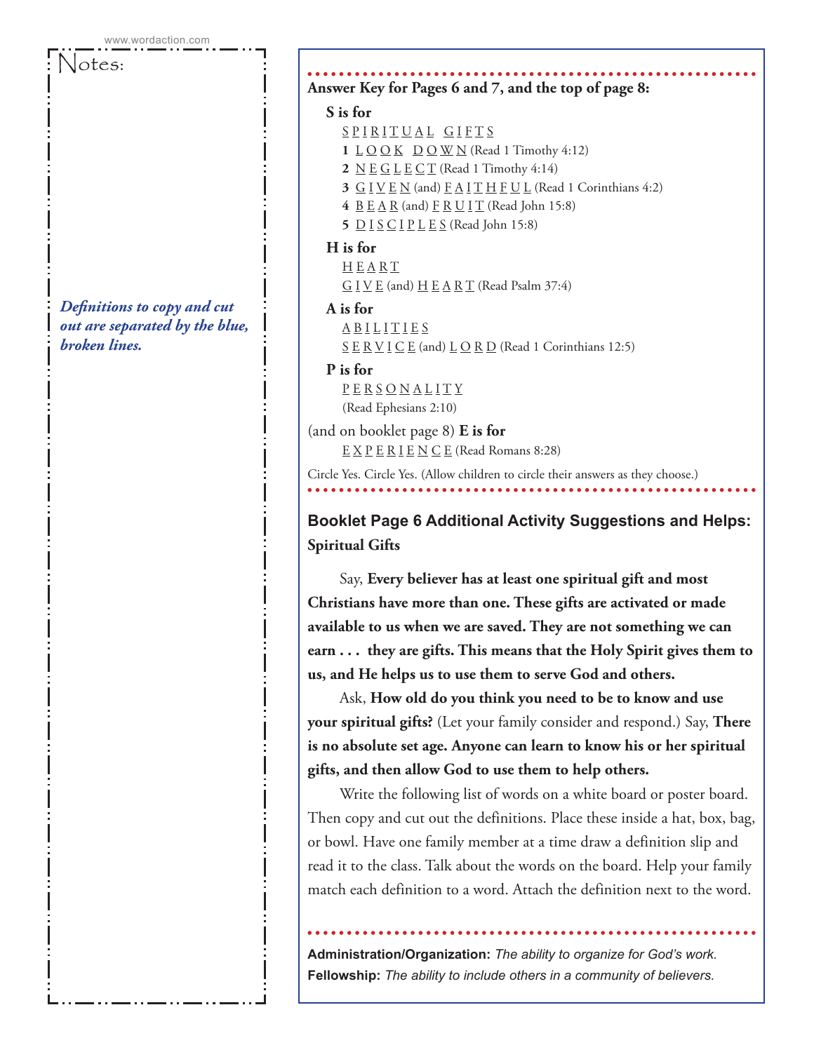Notes:

*Definitions to copy and cut out are separated by the blue, broken lines.*

**Answer Key for Pages 6 and 7, and the top of page 8:**

**S is for**

S P I R I T U A L G I F T S

**1** L O O K D O W N (Read 1 Timothy 4:12)

**2** N E G L E C T (Read 1 Timothy 4:14)

**3** G I V E N (and) F A I T H F U L (Read 1 Corinthians 4:2)

**4** B E A R (and) F R U I T (Read John 15:8)

**5** D I S C I P L E S (Read John 15:8)

**H is for**

H E A R T

G I V E (and) H E A R T (Read Psalm 37:4)

**A is for**

A B I L I T I E S

S E R V I C E (and) L O R D (Read 1 Corinthians 12:5)

**P is for**

P E R S O N A L I T Y

(Read Ephesians 2:10)

(and on booklet page 8) **E is for**

E X P E R I E N C E (Read Romans 8:28)

Circle Yes. Circle Yes. (Allow children to circle their answers as they choose.)

## Booklet Page 6 Additional Activity Suggestions and Helps:

**Spiritual Gifts**

Say, **Every believer has at least one spiritual gift and most Christians have more than one. These gifts are activated or made available to us when we are saved. They are not something we can earn . . . they are gifts. This means that the Holy Spirit gives them to us, and He helps us to use them to serve God and others.**

Ask, **How old do you think you need to be to know and use your spiritual gifts?** (Let your family consider and respond.) Say, **There is no absolute set age. Anyone can learn to know his or her spiritual gifts, and then allow God to use them to help others.**

Write the following list of words on a white board or poster board. Then copy and cut out the definitions. Place these inside a hat, box, bag, or bowl. Have one family member at a time draw a definition slip and read it to the class. Talk about the words on the board. Help your family match each definition to a word. Attach the definition next to the word.

**Administration/Organization:** *The ability to organize for God's work.*

**Fellowship:** *The ability to include others in a community of believers.*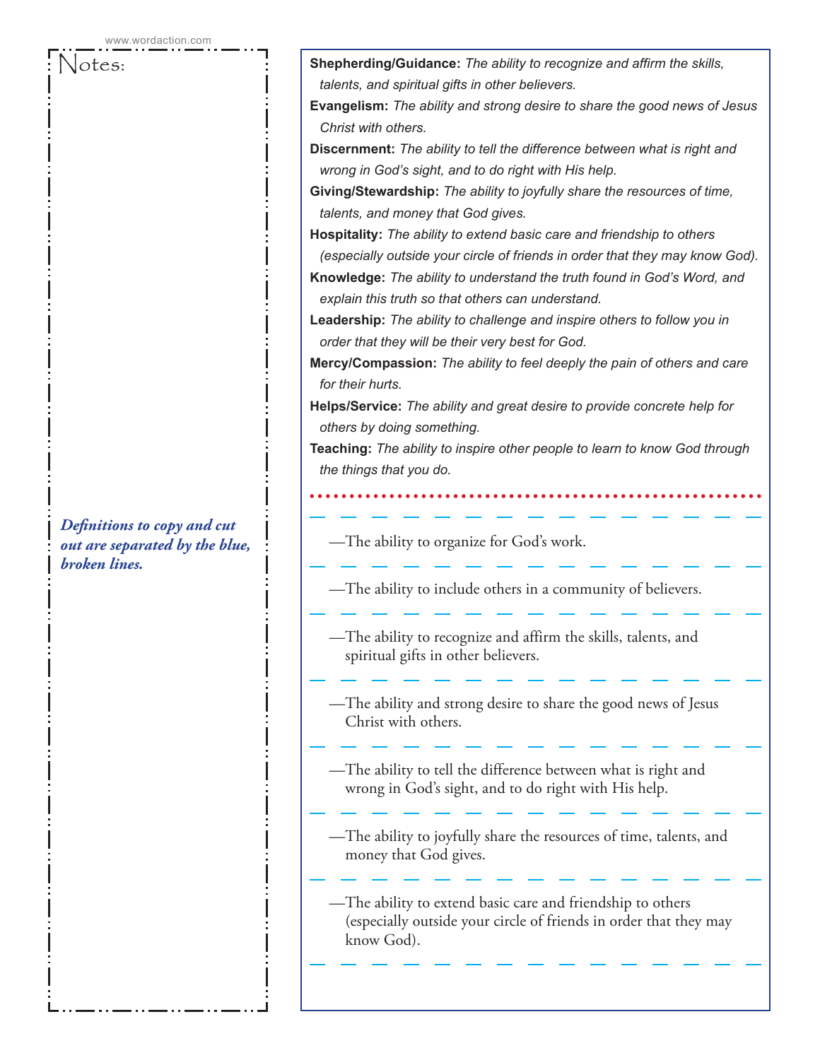Notes:

*Definitions to copy and cut out are separated by the blue, broken lines.*

**Shepherding/Guidance:** *The ability to recognize and affirm the skills, talents, and spiritual gifts in other believers.*

**Evangelism:** *The ability and strong desire to share the good news of Jesus Christ with others.*

**Discernment:** *The ability to tell the difference between what is right and wrong in God's sight, and to do right with His help.*

**Giving/Stewardship:** *The ability to joyfully share the resources of time, talents, and money that God gives.*

**Hospitality:** *The ability to extend basic care and friendship to others (especially outside your circle of friends in order that they may know God).*

**Knowledge:** *The ability to understand the truth found in God's Word, and explain this truth so that others can understand.*

**Leadership:** *The ability to challenge and inspire others to follow you in order that they will be their very best for God.*

**Mercy/Compassion:** *The ability to feel deeply the pain of others and care for their hurts.*

**Helps/Service:** *The ability and great desire to provide concrete help for others by doing something.*

**Teaching:** *The ability to inspire other people to learn to know God through the things that you do.*

---

—The ability to organize for God's work.

---

—The ability to include others in a community of believers.

---

—The ability to recognize and affirm the skills, talents, and spiritual gifts in other believers.

---

—The ability and strong desire to share the good news of Jesus Christ with others.

---

—The ability to tell the difference between what is right and wrong in God's sight, and to do right with His help.

---

—The ability to joyfully share the resources of time, talents, and money that God gives.

---

—The ability to extend basic care and friendship to others (especially outside your circle of friends in order that they may know God).

---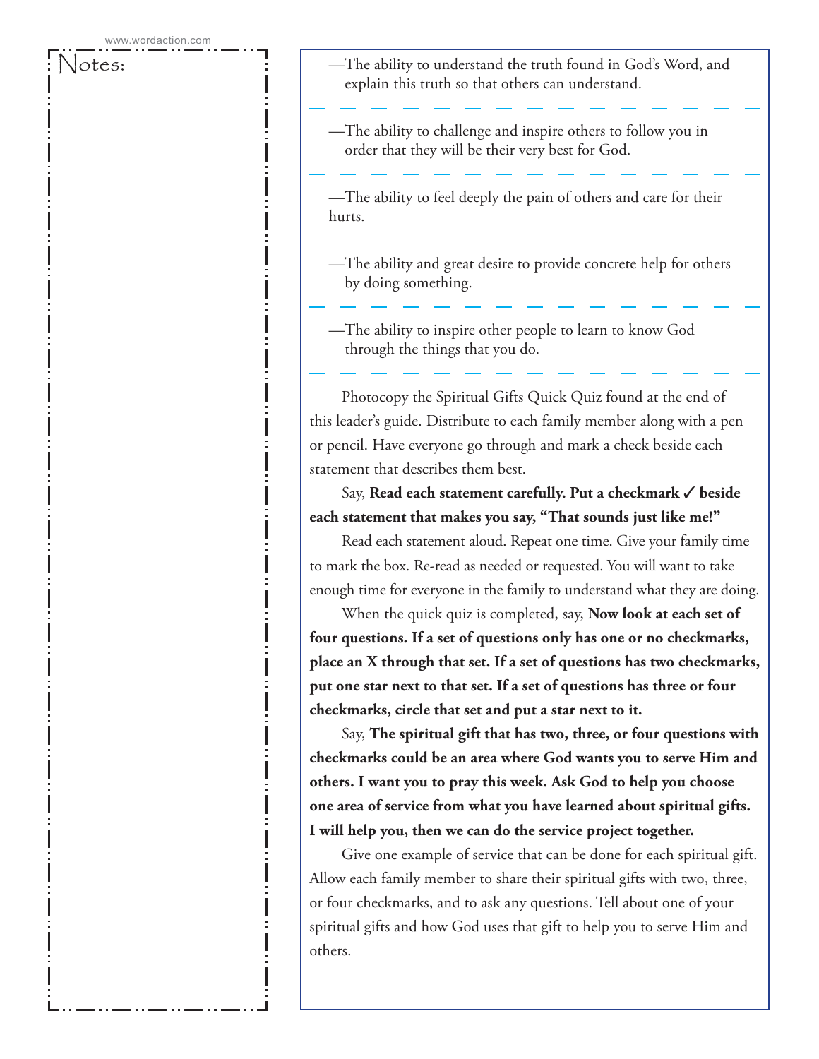Notes:

—The ability to understand the truth found in God's Word, and explain this truth so that others can understand.

—The ability to challenge and inspire others to follow you in order that they will be their very best for God.

—The ability to feel deeply the pain of others and care for their hurts.

—The ability and great desire to provide concrete help for others by doing something.

—The ability to inspire other people to learn to know God through the things that you do.

Photocopy the Spiritual Gifts Quick Quiz found at the end of this leader's guide. Distribute to each family member along with a pen or pencil. Have everyone go through and mark a check beside each statement that describes them best.

Say, **Read each statement carefully. Put a checkmark ✓ beside each statement that makes you say, "That sounds just like me!"**

Read each statement aloud. Repeat one time. Give your family time to mark the box. Re-read as needed or requested. You will want to take enough time for everyone in the family to understand what they are doing.

When the quick quiz is completed, say, **Now look at each set of four questions. If a set of questions only has one or no checkmarks, place an X through that set. If a set of questions has two checkmarks, put one star next to that set. If a set of questions has three or four checkmarks, circle that set and put a star next to it.**

Say, **The spiritual gift that has two, three, or four questions with checkmarks could be an area where God wants you to serve Him and others. I want you to pray this week. Ask God to help you choose one area of service from what you have learned about spiritual gifts. I will help you, then we can do the service project together.**

Give one example of service that can be done for each spiritual gift. Allow each family member to share their spiritual gifts with two, three, or four checkmarks, and to ask any questions. Tell about one of your spiritual gifts and how God uses that gift to help you to serve Him and others.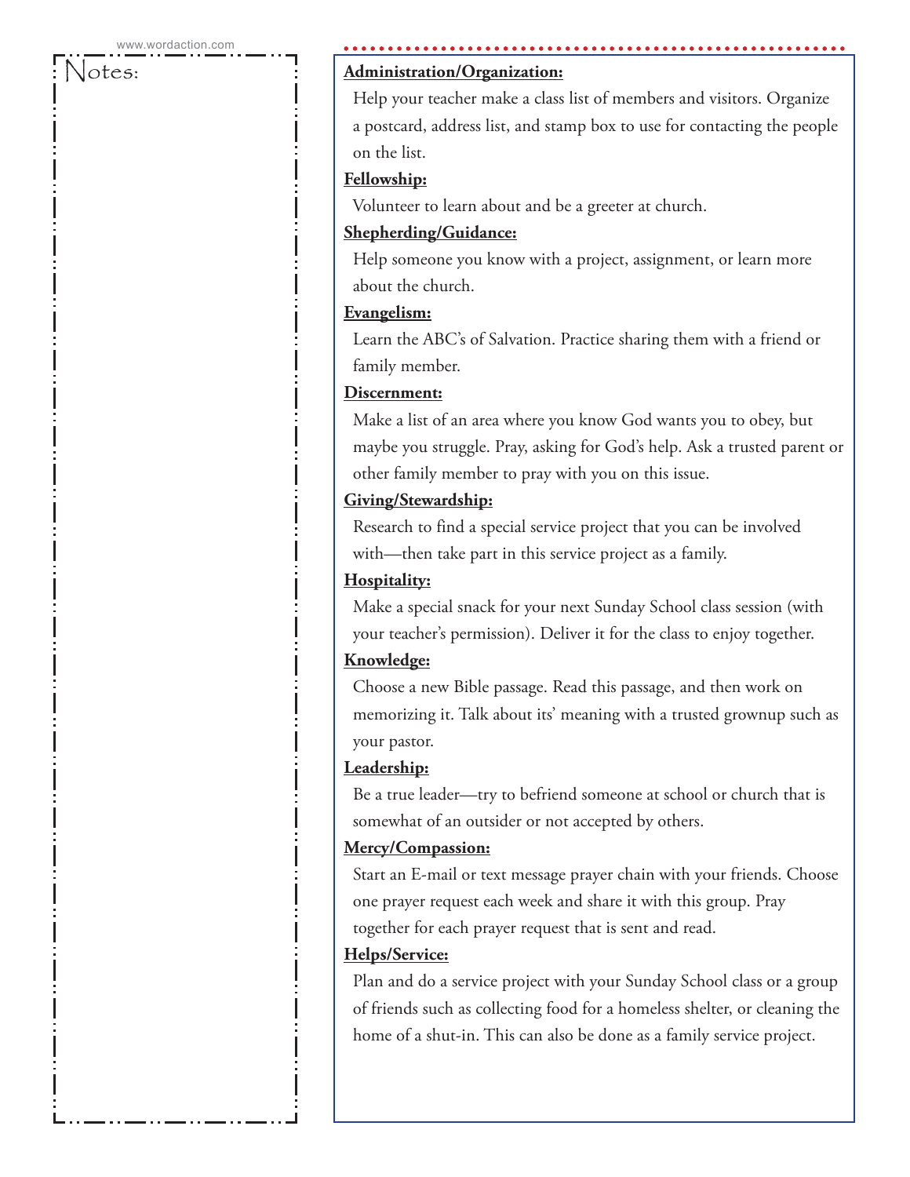Notes:

**Administration/Organization:**

Help your teacher make a class list of members and visitors. Organize a postcard, address list, and stamp box to use for contacting the people on the list.

**Fellowship:**

Volunteer to learn about and be a greeter at church.

**Shepherding/Guidance:**

Help someone you know with a project, assignment, or learn more about the church.

**Evangelism:**

Learn the ABC's of Salvation. Practice sharing them with a friend or family member.

**Discernment:**

Make a list of an area where you know God wants you to obey, but maybe you struggle. Pray, asking for God's help. Ask a trusted parent or other family member to pray with you on this issue.

**Giving/Stewardship:**

Research to find a special service project that you can be involved with—then take part in this service project as a family.

**Hospitality:**

Make a special snack for your next Sunday School class session (with your teacher's permission). Deliver it for the class to enjoy together.

**Knowledge:**

Choose a new Bible passage. Read this passage, and then work on memorizing it. Talk about its' meaning with a trusted grownup such as your pastor.

**Leadership:**

Be a true leader—try to befriend someone at school or church that is somewhat of an outsider or not accepted by others.

**Mercy/Compassion:**

Start an E-mail or text message prayer chain with your friends. Choose one prayer request each week and share it with this group. Pray together for each prayer request that is sent and read.

**Helps/Service:**

Plan and do a service project with your Sunday School class or a group of friends such as collecting food for a homeless shelter, or cleaning the home of a shut-in. This can also be done as a family service project.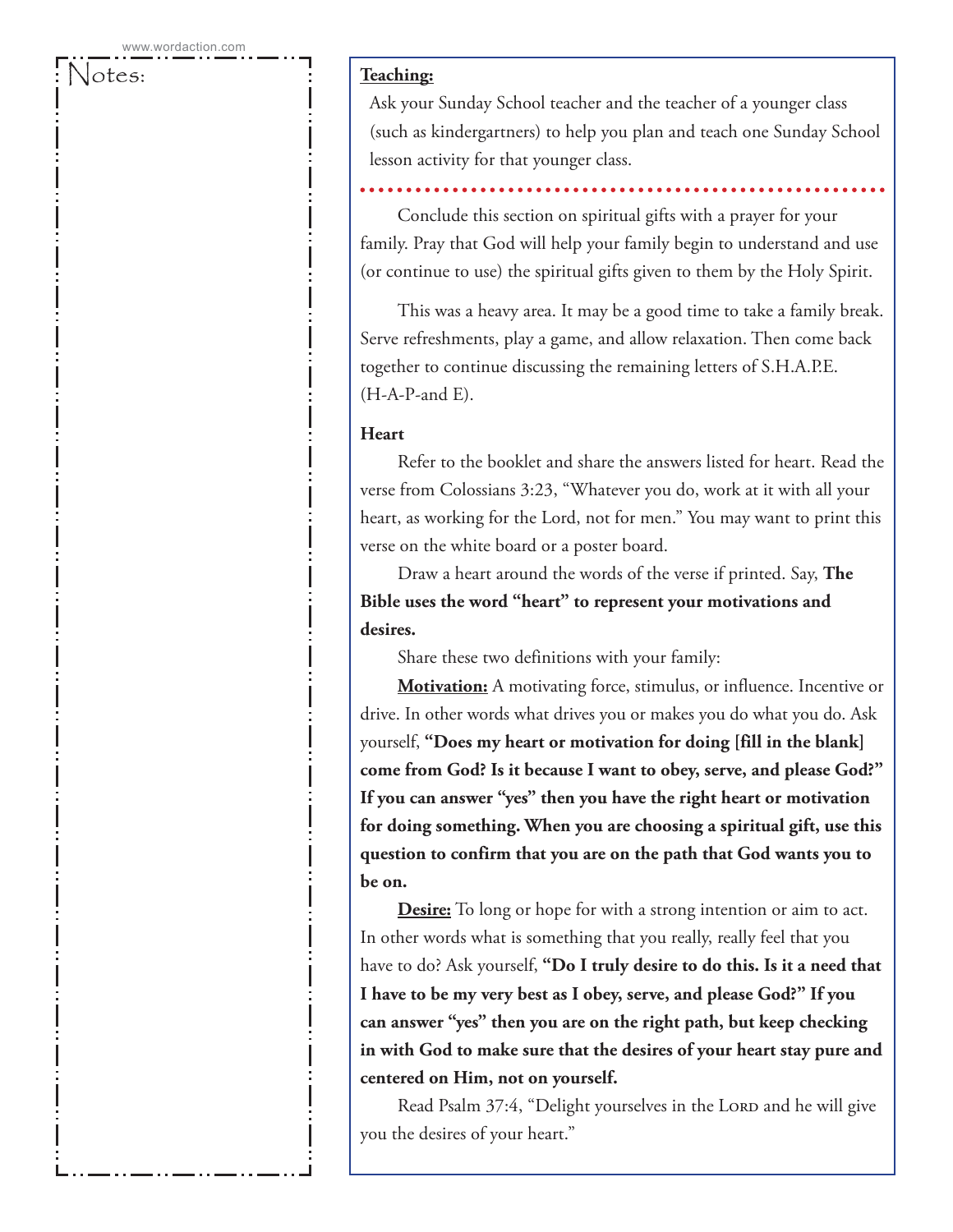Notes:

**Teaching:**

Ask your Sunday School teacher and the teacher of a younger class (such as kindergartners) to help you plan and teach one Sunday School lesson activity for that younger class.

Conclude this section on spiritual gifts with a prayer for your family. Pray that God will help your family begin to understand and use (or continue to use) the spiritual gifts given to them by the Holy Spirit.

This was a heavy area. It may be a good time to take a family break. Serve refreshments, play a game, and allow relaxation. Then come back together to continue discussing the remaining letters of S.H.A.P.E. (H-A-P-and E).

**Heart**

Refer to the booklet and share the answers listed for heart. Read the verse from Colossians 3:23, "Whatever you do, work at it with all your heart, as working for the Lord, not for men." You may want to print this verse on the white board or a poster board.

Draw a heart around the words of the verse if printed. Say, **The Bible uses the word "heart" to represent your motivations and desires.**

Share these two definitions with your family:

**Motivation:** A motivating force, stimulus, or influence. Incentive or drive. In other words what drives you or makes you do what you do. Ask yourself, **"Does my heart or motivation for doing [fill in the blank] come from God? Is it because I want to obey, serve, and please God?" If you can answer "yes" then you have the right heart or motivation for doing something. When you are choosing a spiritual gift, use this question to confirm that you are on the path that God wants you to be on.**

**Desire:** To long or hope for with a strong intention or aim to act. In other words what is something that you really, really feel that you have to do? Ask yourself, **"Do I truly desire to do this. Is it a need that I have to be my very best as I obey, serve, and please God?" If you can answer "yes" then you are on the right path, but keep checking in with God to make sure that the desires of your heart stay pure and centered on Him, not on yourself.**

Read Psalm 37:4, "Delight yourselves in the LORD and he will give you the desires of your heart."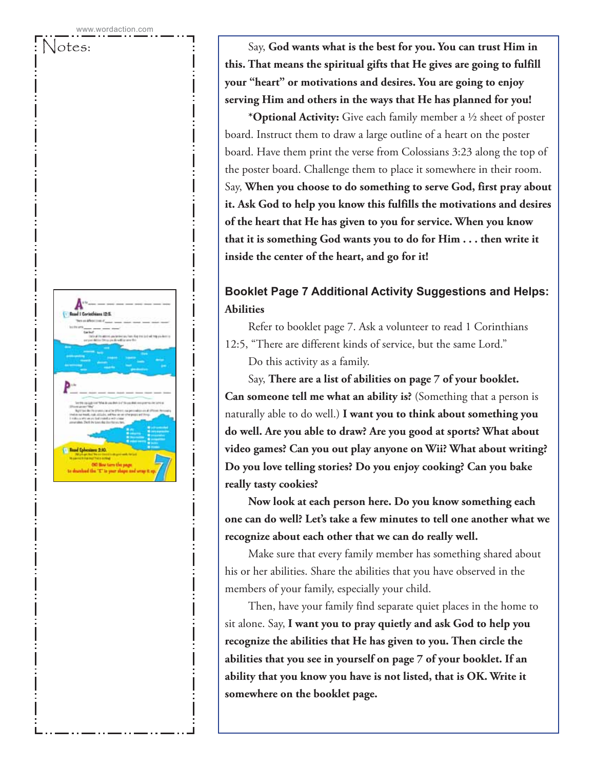Notes:

Say, **God wants what is the best for you. You can trust Him in this. That means the spiritual gifts that He gives are going to fulfill your "heart" or motivations and desires. You are going to enjoy serving Him and others in the ways that He has planned for you!**

***Optional Activity:** Give each family member a ½ sheet of poster board. Instruct them to draw a large outline of a heart on the poster board. Have them print the verse from Colossians 3:23 along the top of the poster board. Challenge them to place it somewhere in their room. Say, **When you choose to do something to serve God, first pray about it. Ask God to help you know this fulfills the motivations and desires of the heart that He has given to you for service. When you know that it is something God wants you to do for Him . . . then write it inside the center of the heart, and go for it!**

## Booklet Page 7 Additional Activity Suggestions and Helps: Abilities

Refer to booklet page 7. Ask a volunteer to read 1 Corinthians 12:5, "There are different kinds of service, but the same Lord."

Do this activity as a family.

Say, **There are a list of abilities on page 7 of your booklet. Can someone tell me what an ability is?** (Something that a person is naturally able to do well.) **I want you to think about something you do well. Are you able to draw? Are you good at sports? What about video games? Can you out play anyone on Wii? What about writing? Do you love telling stories? Do you enjoy cooking? Can you bake really tasty cookies?**

**Now look at each person here. Do you know something each one can do well? Let's take a few minutes to tell one another what we recognize about each other that we can do really well.**

Make sure that every family member has something shared about his or her abilities. Share the abilities that you have observed in the members of your family, especially your child.

Then, have your family find separate quiet places in the home to sit alone. Say, **I want you to pray quietly and ask God to help you recognize the abilities that He has given to you. Then circle the abilities that you see in yourself on page 7 of your booklet. If an ability that you know you have is not listed, that is OK. Write it somewhere on the booklet page.**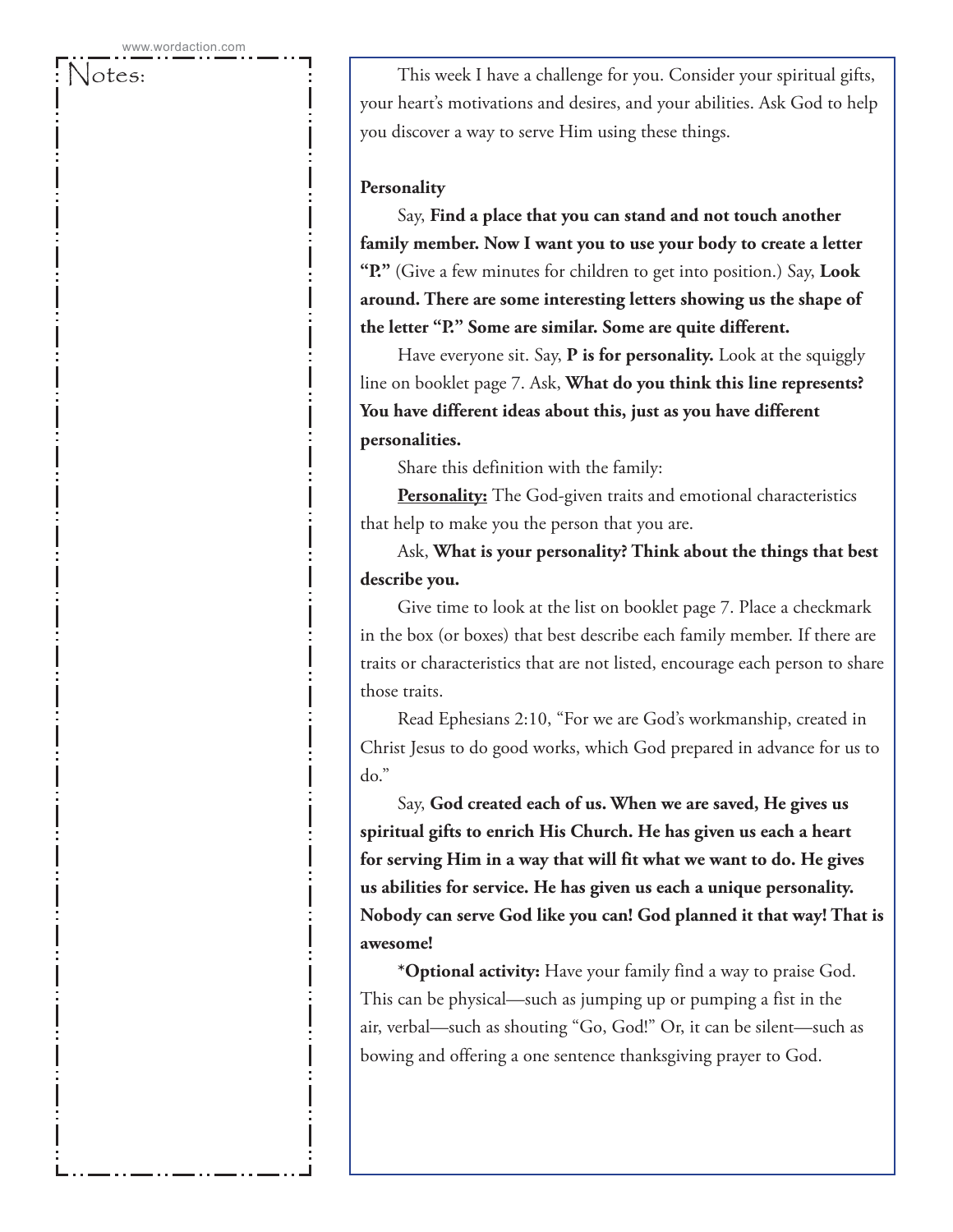Notes:

This week I have a challenge for you. Consider your spiritual gifts, your heart's motivations and desires, and your abilities. Ask God to help you discover a way to serve Him using these things.

**Personality**

Say, **Find a place that you can stand and not touch another family member. Now I want you to use your body to create a letter "P."** (Give a few minutes for children to get into position.) Say, **Look around. There are some interesting letters showing us the shape of the letter "P." Some are similar. Some are quite different.**

Have everyone sit. Say, **P is for personality.** Look at the squiggly line on booklet page 7. Ask, **What do you think this line represents? You have different ideas about this, just as you have different personalities.**

Share this definition with the family:

**Personality:** The God-given traits and emotional characteristics that help to make you the person that you are.

Ask, **What is your personality? Think about the things that best describe you.**

Give time to look at the list on booklet page 7. Place a checkmark in the box (or boxes) that best describe each family member. If there are traits or characteristics that are not listed, encourage each person to share those traits.

Read Ephesians 2:10, "For we are God's workmanship, created in Christ Jesus to do good works, which God prepared in advance for us to do."

Say, **God created each of us. When we are saved, He gives us spiritual gifts to enrich His Church. He has given us each a heart for serving Him in a way that will fit what we want to do. He gives us abilities for service. He has given us each a unique personality. Nobody can serve God like you can! God planned it that way! That is awesome!**

***Optional activity:** Have your family find a way to praise God. This can be physical—such as jumping up or pumping a fist in the air, verbal—such as shouting "Go, God!" Or, it can be silent—such as bowing and offering a one sentence thanksgiving prayer to God.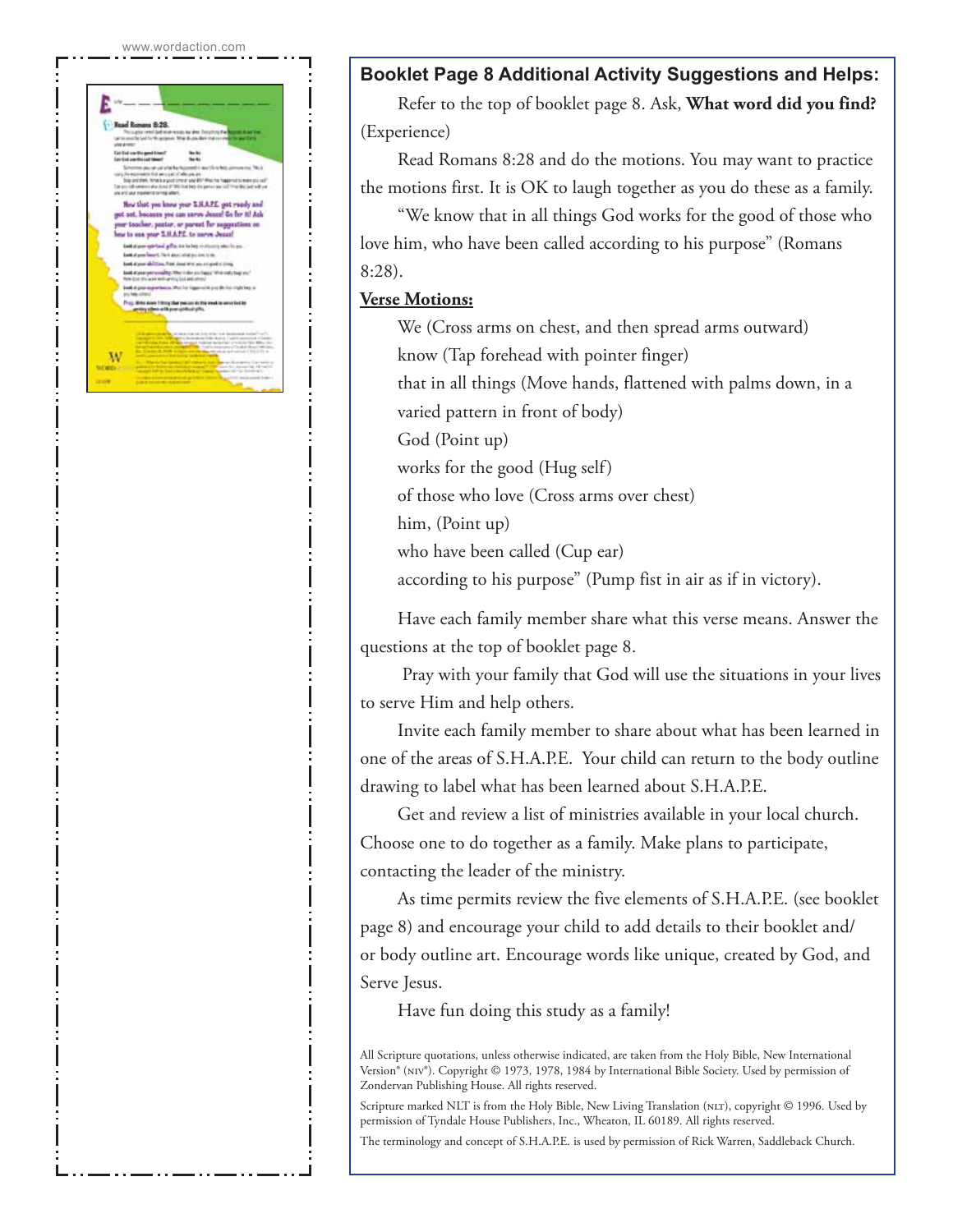## Booklet Page 8 Additional Activity Suggestions and Helps:

Refer to the top of booklet page 8. Ask, **What word did you find?** (Experience)

Read Romans 8:28 and do the motions. You may want to practice the motions first. It is OK to laugh together as you do these as a family.

"We know that in all things God works for the good of those who love him, who have been called according to his purpose" (Romans 8:28).

**Verse Motions:**

We (Cross arms on chest, and then spread arms outward)
know (Tap forehead with pointer finger)
that in all things (Move hands, flattened with palms down, in a varied pattern in front of body)
God (Point up)
works for the good (Hug self)
of those who love (Cross arms over chest)
him, (Point up)
who have been called (Cup ear)
according to his purpose" (Pump fist in air as if in victory).

Have each family member share what this verse means. Answer the questions at the top of booklet page 8.

Pray with your family that God will use the situations in your lives to serve Him and help others.

Invite each family member to share about what has been learned in one of the areas of S.H.A.P.E. Your child can return to the body outline drawing to label what has been learned about S.H.A.P.E.

Get and review a list of ministries available in your local church. Choose one to do together as a family. Make plans to participate, contacting the leader of the ministry.

As time permits review the five elements of S.H.A.P.E. (see booklet page 8) and encourage your child to add details to their booklet and/or body outline art. Encourage words like unique, created by God, and Serve Jesus.

Have fun doing this study as a family!

All Scripture quotations, unless otherwise indicated, are taken from the Holy Bible, New International Version® (NIV®). Copyright © 1973, 1978, 1984 by International Bible Society. Used by permission of Zondervan Publishing House. All rights reserved.

Scripture marked NLT is from the Holy Bible, New Living Translation (NLT), copyright © 1996. Used by permission of Tyndale House Publishers, Inc., Wheaton, IL 60189. All rights reserved.

The terminology and concept of S.H.A.P.E. is used by permission of Rick Warren, Saddleback Church.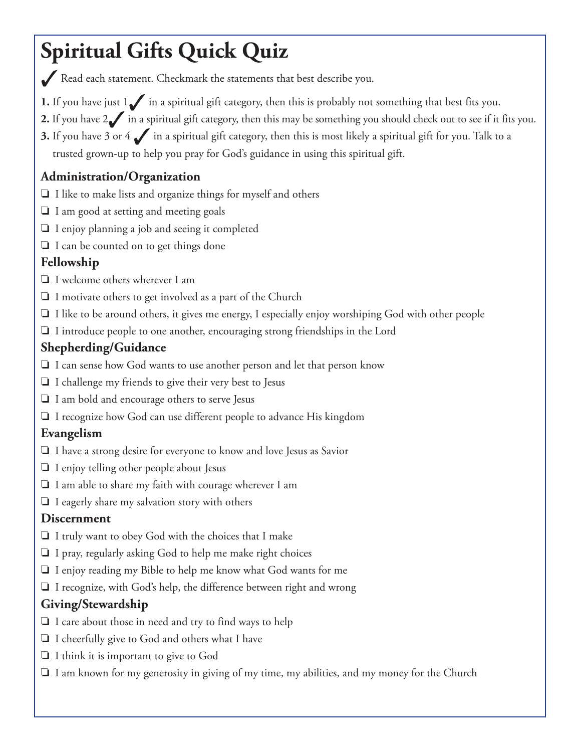# Spiritual Gifts Quick Quiz

✓ Read each statement. Checkmark the statements that best describe you.

**1.** If you have just 1 ✓ in a spiritual gift category, then this is probably not something that best fits you.

**2.** If you have 2 ✓ in a spiritual gift category, then this may be something you should check out to see if it fits you.

**3.** If you have 3 or 4 ✓ in a spiritual gift category, then this is most likely a spiritual gift for you. Talk to a trusted grown-up to help you pray for God's guidance in using this spiritual gift.

### Administration/Organization

- ❏ I like to make lists and organize things for myself and others
- ❏ I am good at setting and meeting goals
- ❏ I enjoy planning a job and seeing it completed
- ❏ I can be counted on to get things done

### Fellowship

- ❏ I welcome others wherever I am
- ❏ I motivate others to get involved as a part of the Church
- ❏ I like to be around others, it gives me energy, I especially enjoy worshiping God with other people
- ❏ I introduce people to one another, encouraging strong friendships in the Lord

### Shepherding/Guidance

- ❏ I can sense how God wants to use another person and let that person know
- ❏ I challenge my friends to give their very best to Jesus
- ❏ I am bold and encourage others to serve Jesus
- ❏ I recognize how God can use different people to advance His kingdom

### Evangelism

- ❏ I have a strong desire for everyone to know and love Jesus as Savior
- ❏ I enjoy telling other people about Jesus
- ❏ I am able to share my faith with courage wherever I am
- ❏ I eagerly share my salvation story with others

### Discernment

- ❏ I truly want to obey God with the choices that I make
- ❏ I pray, regularly asking God to help me make right choices
- ❏ I enjoy reading my Bible to help me know what God wants for me
- ❏ I recognize, with God's help, the difference between right and wrong

### Giving/Stewardship

- ❏ I care about those in need and try to find ways to help
- ❏ I cheerfully give to God and others what I have
- ❏ I think it is important to give to God
- ❏ I am known for my generosity in giving of my time, my abilities, and my money for the Church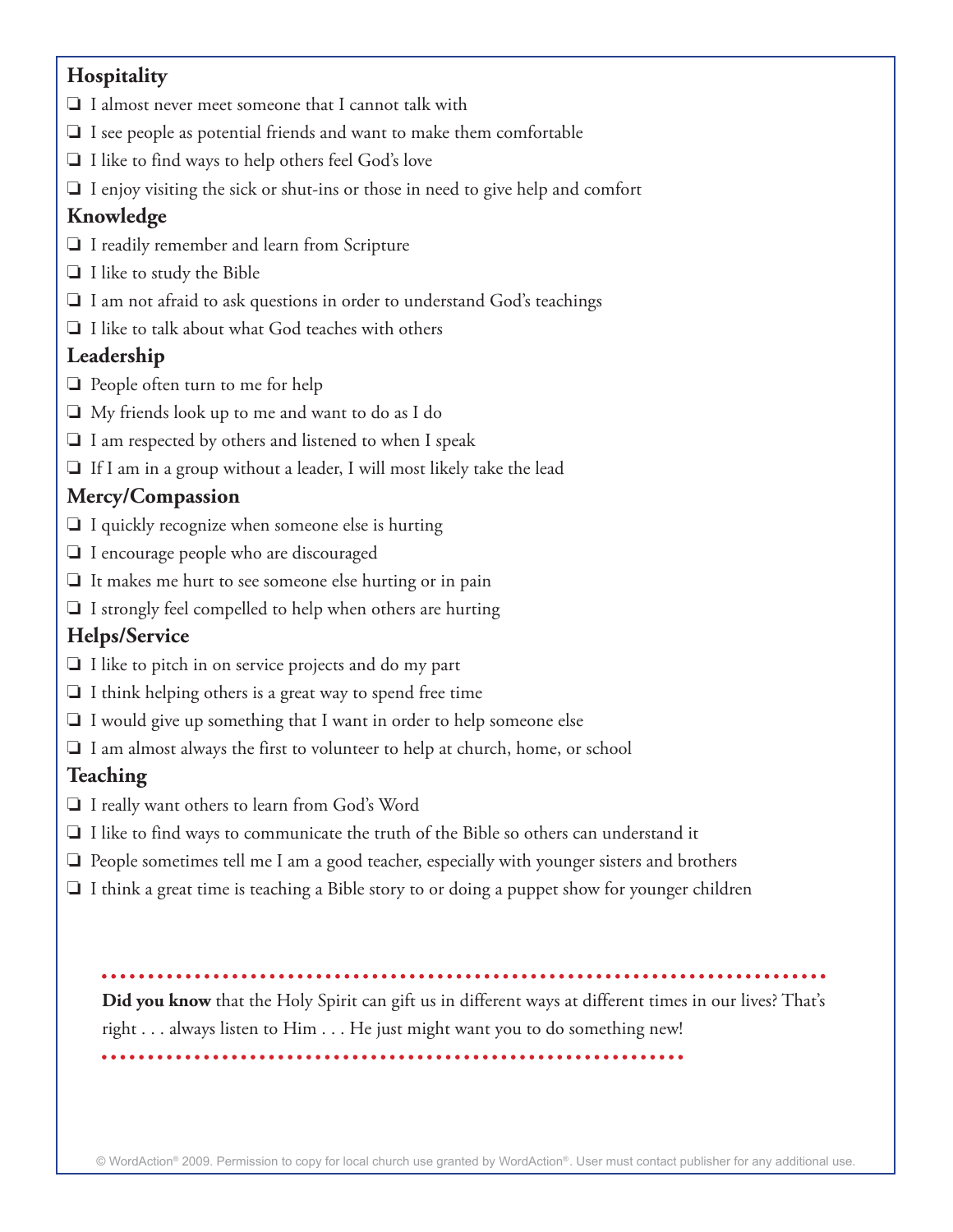## Hospitality

- ❏ I almost never meet someone that I cannot talk with
- ❏ I see people as potential friends and want to make them comfortable
- ❏ I like to find ways to help others feel God's love
- ❏ I enjoy visiting the sick or shut-ins or those in need to give help and comfort

## Knowledge

- ❏ I readily remember and learn from Scripture
- ❏ I like to study the Bible
- ❏ I am not afraid to ask questions in order to understand God's teachings
- ❏ I like to talk about what God teaches with others

## Leadership

- ❏ People often turn to me for help
- ❏ My friends look up to me and want to do as I do
- ❏ I am respected by others and listened to when I speak
- ❏ If I am in a group without a leader, I will most likely take the lead

## Mercy/Compassion

- ❏ I quickly recognize when someone else is hurting
- ❏ I encourage people who are discouraged
- ❏ It makes me hurt to see someone else hurting or in pain
- ❏ I strongly feel compelled to help when others are hurting

## Helps/Service

- ❏ I like to pitch in on service projects and do my part
- ❏ I think helping others is a great way to spend free time
- ❏ I would give up something that I want in order to help someone else
- ❏ I am almost always the first to volunteer to help at church, home, or school

## Teaching

- ❏ I really want others to learn from God's Word
- ❏ I like to find ways to communicate the truth of the Bible so others can understand it
- ❏ People sometimes tell me I am a good teacher, especially with younger sisters and brothers
- ❏ I think a great time is teaching a Bible story to or doing a puppet show for younger children

**Did you know** that the Holy Spirit can gift us in different ways at different times in our lives? That's right . . . always listen to Him . . . He just might want you to do something new!

© WordAction® 2009. Permission to copy for local church use granted by WordAction®. User must contact publisher for any additional use.